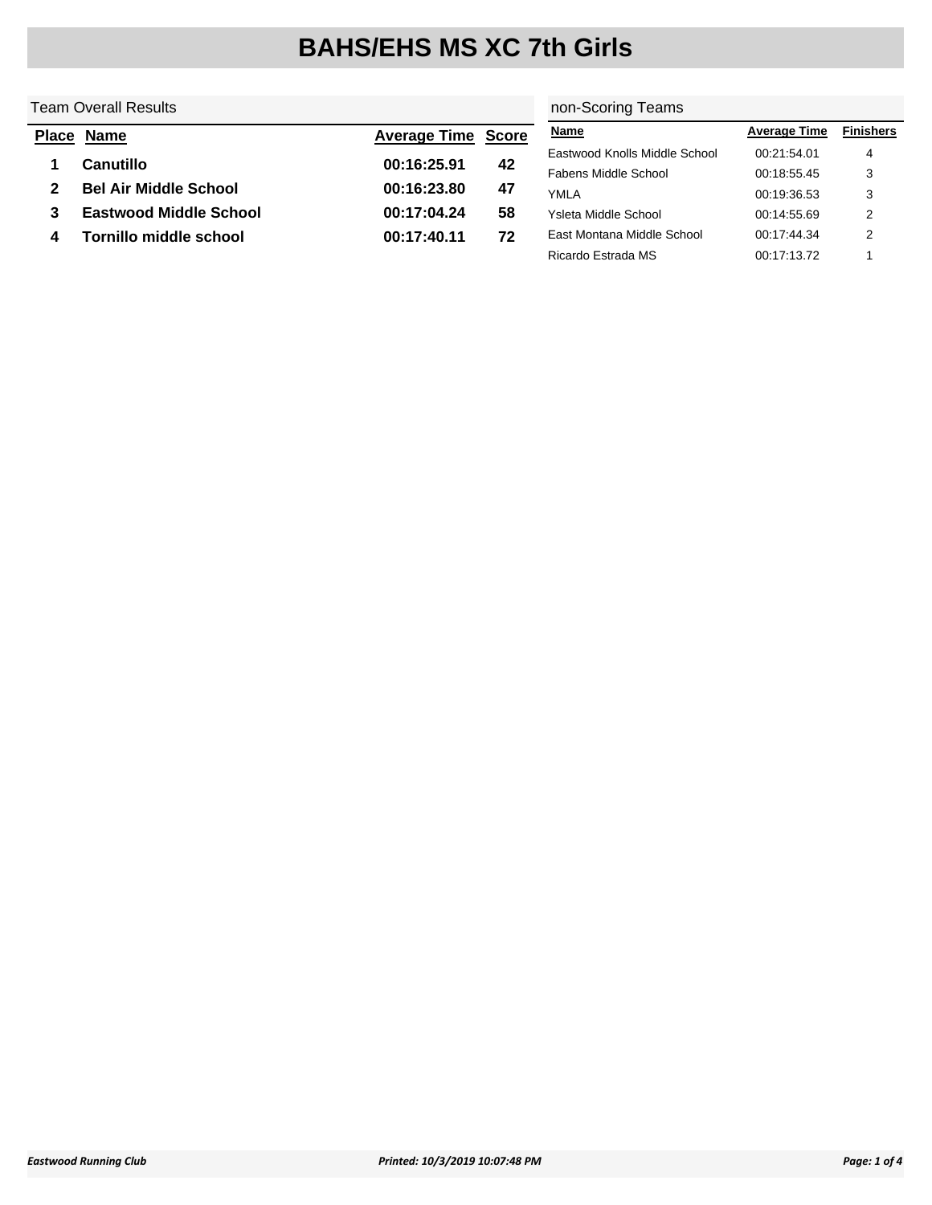# BAHS/EHS MS XC 7th Girls

Team Overall Results

| Place | Name | Average Time | Score |
|---|---|---|---|
| 1 | **Canutillo** | **00:16:25.91** | **42** |
| 2 | **Bel Air Middle School** | **00:16:23.80** | **47** |
| 3 | **Eastwood Middle School** | **00:17:04.24** | **58** |
| 4 | **Tornillo middle school** | **00:17:40.11** | **72** |

non-Scoring Teams

| Name | Average Time | Finishers |
|---|---|---|
| Eastwood Knolls Middle School | 00:21:54.01 | 4 |
| Fabens Middle School | 00:18:55.45 | 3 |
| YMLA | 00:19:36.53 | 3 |
| Ysleta Middle School | 00:14:55.69 | 2 |
| East Montana Middle School | 00:17:44.34 | 2 |
| Ricardo Estrada MS | 00:17:13.72 | 1 |

*Eastwood Running Club* *Printed: 10/3/2019 10:07:48 PM*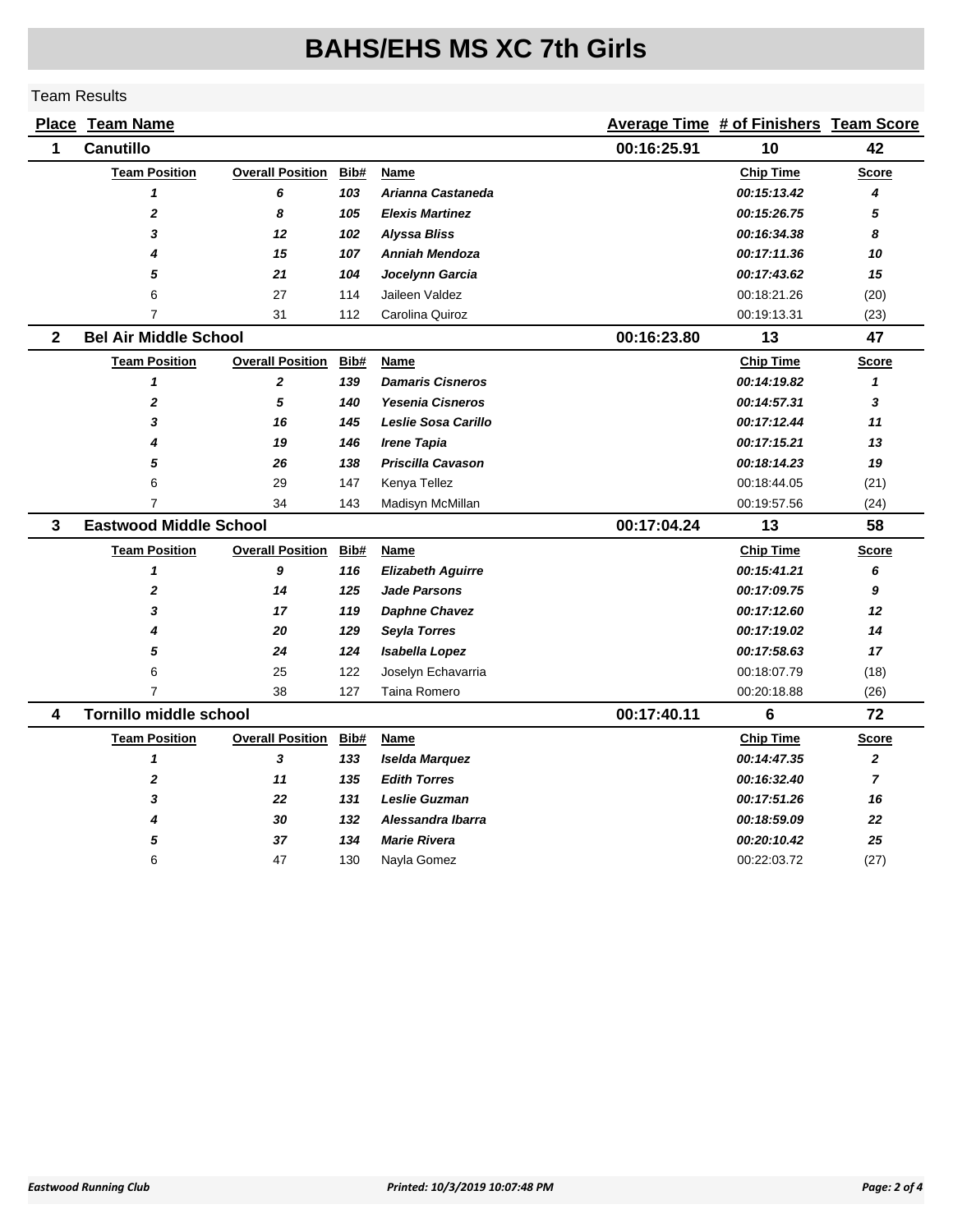# BAHS/EHS MS XC 7th Girls

Team Results

| Place | Team Name | Average Time | # of Finishers | Team Score |
|---|---|---|---|---|
| 1 | Canutillo | 00:16:25.91 | 10 | 42 |

| Team Position | Overall Position | Bib# | Name | Chip Time | Score |
|---|---|---|---|---|---|
| ***1*** | ***6*** | ***103*** | ***Arianna Castaneda*** | ***00:15:13.42*** | ***4*** |
| ***2*** | ***8*** | ***105*** | ***Elexis Martinez*** | ***00:15:26.75*** | ***5*** |
| ***3*** | ***12*** | ***102*** | ***Alyssa Bliss*** | ***00:16:34.38*** | ***8*** |
| ***4*** | ***15*** | ***107*** | ***Anniah Mendoza*** | ***00:17:11.36*** | ***10*** |
| ***5*** | ***21*** | ***104*** | ***Jocelynn Garcia*** | ***00:17:43.62*** | ***15*** |
| 6 | 27 | 114 | Jaileen Valdez | 00:18:21.26 | (20) |
| 7 | 31 | 112 | Carolina Quiroz | 00:19:13.31 | (23) |

| Place | Team Name | Average Time | # of Finishers | Team Score |
|---|---|---|---|---|
| 2 | Bel Air Middle School | 00:16:23.80 | 13 | 47 |

| Team Position | Overall Position | Bib# | Name | Chip Time | Score |
|---|---|---|---|---|---|
| ***1*** | ***2*** | ***139*** | ***Damaris Cisneros*** | ***00:14:19.82*** | ***1*** |
| ***2*** | ***5*** | ***140*** | ***Yesenia Cisneros*** | ***00:14:57.31*** | ***3*** |
| ***3*** | ***16*** | ***145*** | ***Leslie Sosa Carillo*** | ***00:17:12.44*** | ***11*** |
| ***4*** | ***19*** | ***146*** | ***Irene Tapia*** | ***00:17:15.21*** | ***13*** |
| ***5*** | ***26*** | ***138*** | ***Priscilla Cavason*** | ***00:18:14.23*** | ***19*** |
| 6 | 29 | 147 | Kenya Tellez | 00:18:44.05 | (21) |
| 7 | 34 | 143 | Madisyn McMillan | 00:19:57.56 | (24) |

| Place | Team Name | Average Time | # of Finishers | Team Score |
|---|---|---|---|---|
| 3 | Eastwood Middle School | 00:17:04.24 | 13 | 58 |

| Team Position | Overall Position | Bib# | Name | Chip Time | Score |
|---|---|---|---|---|---|
| ***1*** | ***9*** | ***116*** | ***Elizabeth Aguirre*** | ***00:15:41.21*** | ***6*** |
| ***2*** | ***14*** | ***125*** | ***Jade Parsons*** | ***00:17:09.75*** | ***9*** |
| ***3*** | ***17*** | ***119*** | ***Daphne Chavez*** | ***00:17:12.60*** | ***12*** |
| ***4*** | ***20*** | ***129*** | ***Seyla Torres*** | ***00:17:19.02*** | ***14*** |
| ***5*** | ***24*** | ***124*** | ***Isabella Lopez*** | ***00:17:58.63*** | ***17*** |
| 6 | 25 | 122 | Joselyn Echavarria | 00:18:07.79 | (18) |
| 7 | 38 | 127 | Taina Romero | 00:20:18.88 | (26) |

| Place | Team Name | Average Time | # of Finishers | Team Score |
|---|---|---|---|---|
| 4 | Tornillo middle school | 00:17:40.11 | 6 | 72 |

| Team Position | Overall Position | Bib# | Name | Chip Time | Score |
|---|---|---|---|---|---|
| ***1*** | ***3*** | ***133*** | ***Iselda Marquez*** | ***00:14:47.35*** | ***2*** |
| ***2*** | ***11*** | ***135*** | ***Edith Torres*** | ***00:16:32.40*** | ***7*** |
| ***3*** | ***22*** | ***131*** | ***Leslie Guzman*** | ***00:17:51.26*** | ***16*** |
| ***4*** | ***30*** | ***132*** | ***Alessandra Ibarra*** | ***00:18:59.09*** | ***22*** |
| ***5*** | ***37*** | ***134*** | ***Marie Rivera*** | ***00:20:10.42*** | ***25*** |
| 6 | 47 | 130 | Nayla Gomez | 00:22:03.72 | (27) |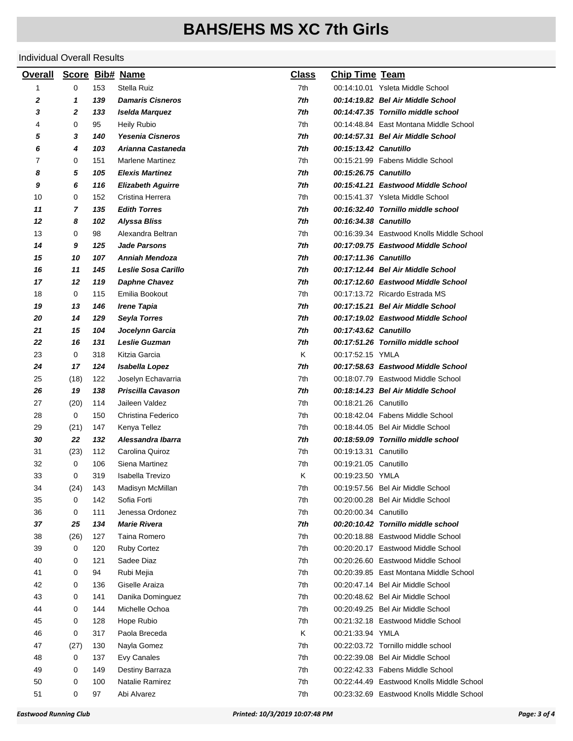# BAHS/EHS MS XC 7th Girls

Individual Overall Results

| Overall | Score | Bib# | Name | Class | Chip Time | Team |
|---|---|---|---|---|---|---|
| 1 | 0 | 153 | Stella Ruiz | 7th | 00:14:10.01 | Ysleta Middle School |
| ***2*** | ***1*** | ***139*** | ***Damaris Cisneros*** | ***7th*** | ***00:14:19.82*** | ***Bel Air Middle School*** |
| ***3*** | ***2*** | ***133*** | ***Iselda Marquez*** | ***7th*** | ***00:14:47.35*** | ***Tornillo middle school*** |
| 4 | 0 | 95 | Heily Rubio | 7th | 00:14:48.84 | East Montana Middle School |
| ***5*** | ***3*** | ***140*** | ***Yesenia Cisneros*** | ***7th*** | ***00:14:57.31*** | ***Bel Air Middle School*** |
| ***6*** | ***4*** | ***103*** | ***Arianna Castaneda*** | ***7th*** | ***00:15:13.42*** | ***Canutillo*** |
| 7 | 0 | 151 | Marlene Martinez | 7th | 00:15:21.99 | Fabens Middle School |
| ***8*** | ***5*** | ***105*** | ***Elexis Martinez*** | ***7th*** | ***00:15:26.75*** | ***Canutillo*** |
| ***9*** | ***6*** | ***116*** | ***Elizabeth Aguirre*** | ***7th*** | ***00:15:41.21*** | ***Eastwood Middle School*** |
| 10 | 0 | 152 | Cristina Herrera | 7th | 00:15:41.37 | Ysleta Middle School |
| ***11*** | ***7*** | ***135*** | ***Edith Torres*** | ***7th*** | ***00:16:32.40*** | ***Tornillo middle school*** |
| ***12*** | ***8*** | ***102*** | ***Alyssa Bliss*** | ***7th*** | ***00:16:34.38*** | ***Canutillo*** |
| 13 | 0 | 98 | Alexandra Beltran | 7th | 00:16:39.34 | Eastwood Knolls Middle School |
| ***14*** | ***9*** | ***125*** | ***Jade Parsons*** | ***7th*** | ***00:17:09.75*** | ***Eastwood Middle School*** |
| ***15*** | ***10*** | ***107*** | ***Anniah Mendoza*** | ***7th*** | ***00:17:11.36*** | ***Canutillo*** |
| ***16*** | ***11*** | ***145*** | ***Leslie Sosa Carillo*** | ***7th*** | ***00:17:12.44*** | ***Bel Air Middle School*** |
| ***17*** | ***12*** | ***119*** | ***Daphne Chavez*** | ***7th*** | ***00:17:12.60*** | ***Eastwood Middle School*** |
| 18 | 0 | 115 | Emilia Bookout | 7th | 00:17:13.72 | Ricardo Estrada MS |
| ***19*** | ***13*** | ***146*** | ***Irene Tapia*** | ***7th*** | ***00:17:15.21*** | ***Bel Air Middle School*** |
| ***20*** | ***14*** | ***129*** | ***Seyla Torres*** | ***7th*** | ***00:17:19.02*** | ***Eastwood Middle School*** |
| ***21*** | ***15*** | ***104*** | ***Jocelynn Garcia*** | ***7th*** | ***00:17:43.62*** | ***Canutillo*** |
| ***22*** | ***16*** | ***131*** | ***Leslie Guzman*** | ***7th*** | ***00:17:51.26*** | ***Tornillo middle school*** |
| 23 | 0 | 318 | Kitzia Garcia | K | 00:17:52.15 | YMLA |
| ***24*** | ***17*** | ***124*** | ***Isabella Lopez*** | ***7th*** | ***00:17:58.63*** | ***Eastwood Middle School*** |
| 25 | (18) | 122 | Joselyn Echavarria | 7th | 00:18:07.79 | Eastwood Middle School |
| ***26*** | ***19*** | ***138*** | ***Priscilla Cavason*** | ***7th*** | ***00:18:14.23*** | ***Bel Air Middle School*** |
| 27 | (20) | 114 | Jaileen Valdez | 7th | 00:18:21.26 | Canutillo |
| 28 | 0 | 150 | Christina Federico | 7th | 00:18:42.04 | Fabens Middle School |
| 29 | (21) | 147 | Kenya Tellez | 7th | 00:18:44.05 | Bel Air Middle School |
| ***30*** | ***22*** | ***132*** | ***Alessandra Ibarra*** | ***7th*** | ***00:18:59.09*** | ***Tornillo middle school*** |
| 31 | (23) | 112 | Carolina Quiroz | 7th | 00:19:13.31 | Canutillo |
| 32 | 0 | 106 | Siena Martinez | 7th | 00:19:21.05 | Canutillo |
| 33 | 0 | 319 | Isabella Trevizo | K | 00:19:23.50 | YMLA |
| 34 | (24) | 143 | Madisyn McMillan | 7th | 00:19:57.56 | Bel Air Middle School |
| 35 | 0 | 142 | Sofia Forti | 7th | 00:20:00.28 | Bel Air Middle School |
| 36 | 0 | 111 | Jenessa Ordonez | 7th | 00:20:00.34 | Canutillo |
| ***37*** | ***25*** | ***134*** | ***Marie Rivera*** | ***7th*** | ***00:20:10.42*** | ***Tornillo middle school*** |
| 38 | (26) | 127 | Taina Romero | 7th | 00:20:18.88 | Eastwood Middle School |
| 39 | 0 | 120 | Ruby Cortez | 7th | 00:20:20.17 | Eastwood Middle School |
| 40 | 0 | 121 | Sadee Diaz | 7th | 00:20:26.60 | Eastwood Middle School |
| 41 | 0 | 94 | Rubi Mejia | 7th | 00:20:39.85 | East Montana Middle School |
| 42 | 0 | 136 | Giselle Araiza | 7th | 00:20:47.14 | Bel Air Middle School |
| 43 | 0 | 141 | Danika Dominguez | 7th | 00:20:48.62 | Bel Air Middle School |
| 44 | 0 | 144 | Michelle Ochoa | 7th | 00:20:49.25 | Bel Air Middle School |
| 45 | 0 | 128 | Hope Rubio | 7th | 00:21:32.18 | Eastwood Middle School |
| 46 | 0 | 317 | Paola Breceda | K | 00:21:33.94 | YMLA |
| 47 | (27) | 130 | Nayla Gomez | 7th | 00:22:03.72 | Tornillo middle school |
| 48 | 0 | 137 | Evy Canales | 7th | 00:22:39.08 | Bel Air Middle School |
| 49 | 0 | 149 | Destiny Barraza | 7th | 00:22:42.33 | Fabens Middle School |
| 50 | 0 | 100 | Natalie Ramirez | 7th | 00:22:44.49 | Eastwood Knolls Middle School |
| 51 | 0 | 97 | Abi Alvarez | 7th | 00:23:32.69 | Eastwood Knolls Middle School |

*Eastwood Running Club* *Printed: 10/3/2019 10:07:48 PM*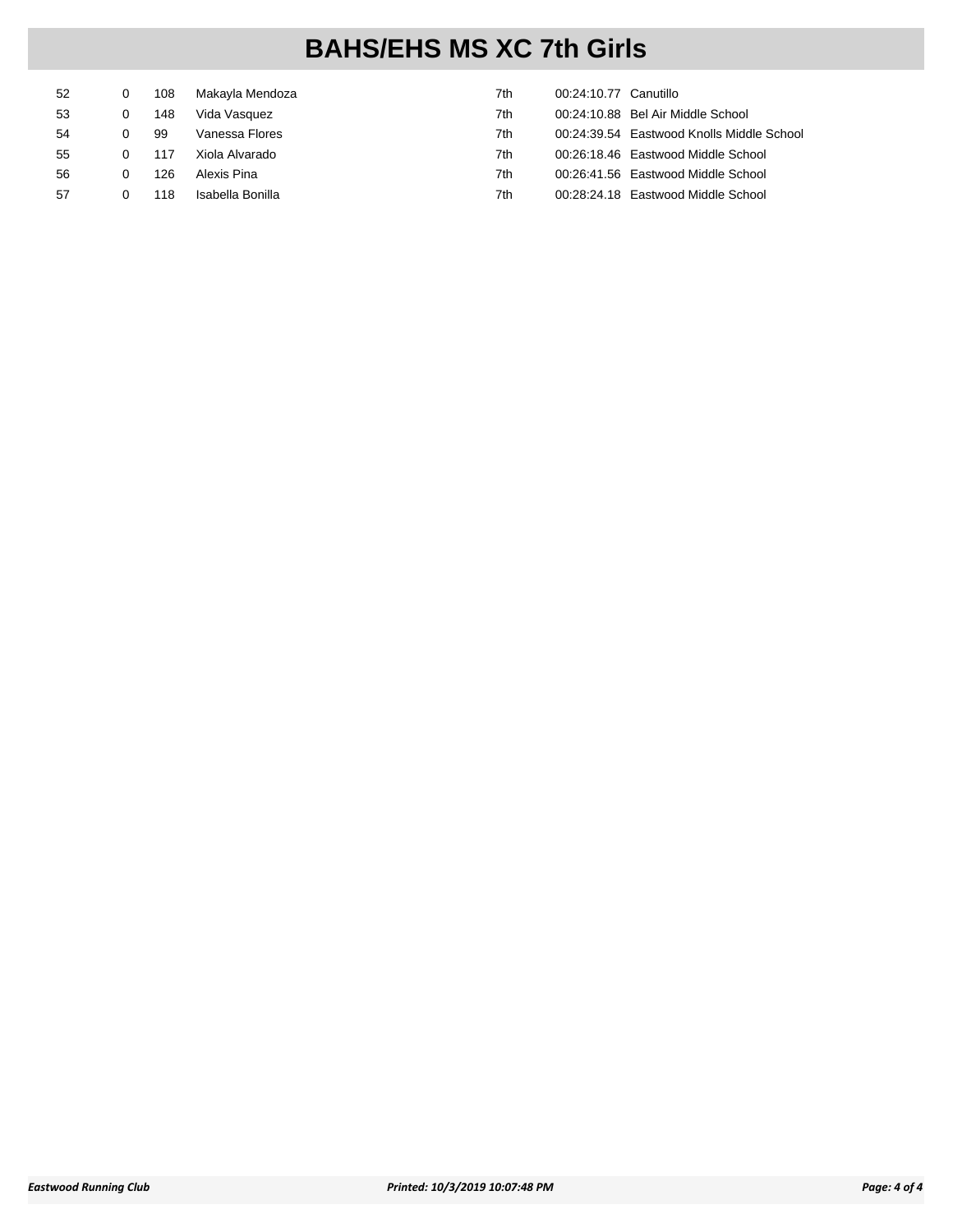# BAHS/EHS MS XC 7th Girls

| | | | | | | |
|---|---|---|---|---|---|---|
| 52 | 0 | 108 | Makayla Mendoza | 7th | 00:24:10.77 | Canutillo |
| 53 | 0 | 148 | Vida Vasquez | 7th | 00:24:10.88 | Bel Air Middle School |
| 54 | 0 | 99 | Vanessa Flores | 7th | 00:24:39.54 | Eastwood Knolls Middle School |
| 55 | 0 | 117 | Xiola Alvarado | 7th | 00:26:18.46 | Eastwood Middle School |
| 56 | 0 | 126 | Alexis Pina | 7th | 00:26:41.56 | Eastwood Middle School |
| 57 | 0 | 118 | Isabella Bonilla | 7th | 00:28:24.18 | Eastwood Middle School |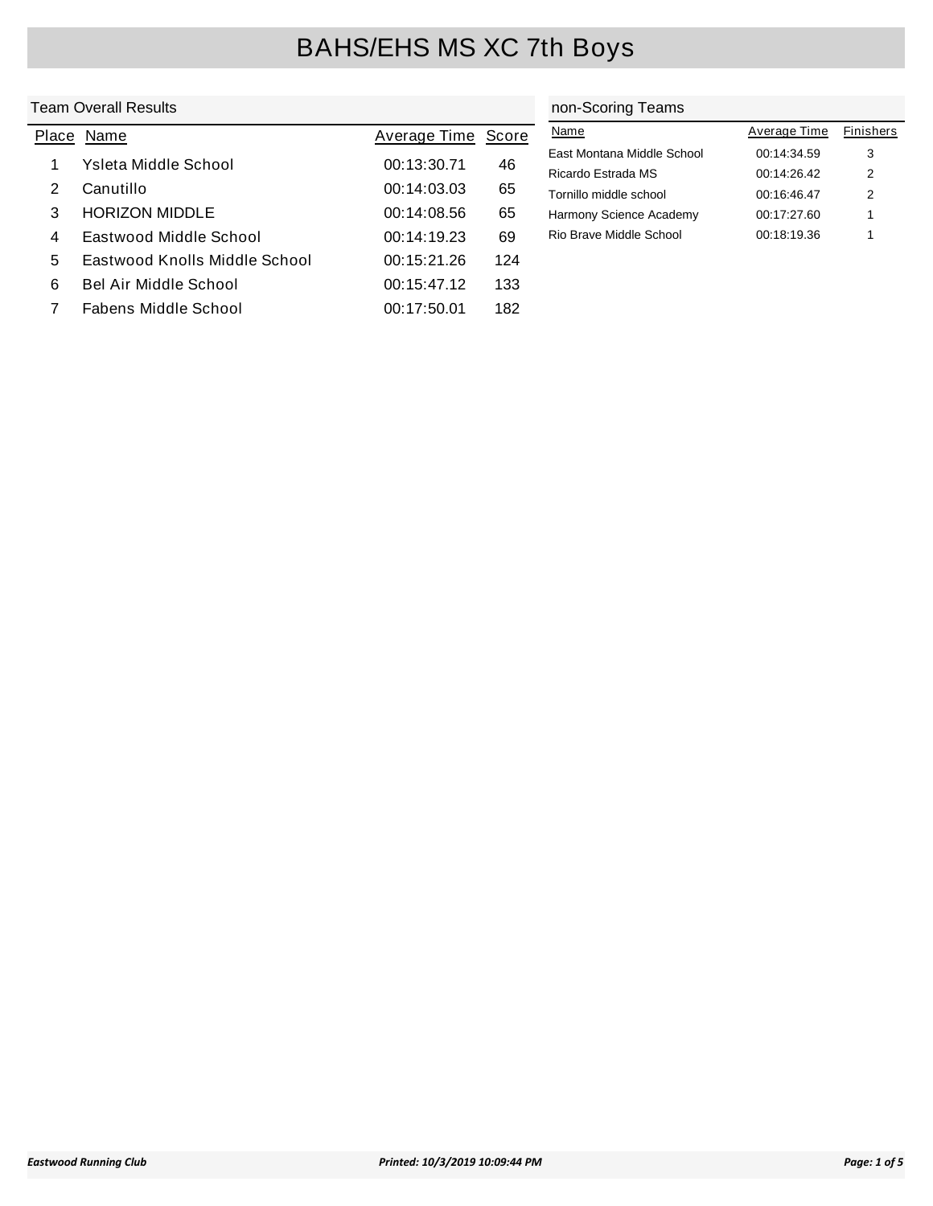# BAHS/EHS MS XC 7th Boys

## Team Overall Results

| Place | Name | Average Time | Score |
|---|---|---|---|
| 1 | Ysleta Middle School | 00:13:30.71 | 46 |
| 2 | Canutillo | 00:14:03.03 | 65 |
| 3 | HORIZON MIDDLE | 00:14:08.56 | 65 |
| 4 | Eastwood Middle School | 00:14:19.23 | 69 |
| 5 | Eastwood Knolls Middle School | 00:15:21.26 | 124 |
| 6 | Bel Air Middle School | 00:15:47.12 | 133 |
| 7 | Fabens Middle School | 00:17:50.01 | 182 |

## non-Scoring Teams

| Name | Average Time | Finishers |
|---|---|---|
| East Montana Middle School | 00:14:34.59 | 3 |
| Ricardo Estrada MS | 00:14:26.42 | 2 |
| Tornillo middle school | 00:16:46.47 | 2 |
| Harmony Science Academy | 00:17:27.60 | 1 |
| Rio Brave Middle School | 00:18:19.36 | 1 |

*Eastwood Running Club* | *Printed: 10/3/2019 10:09:44 PM*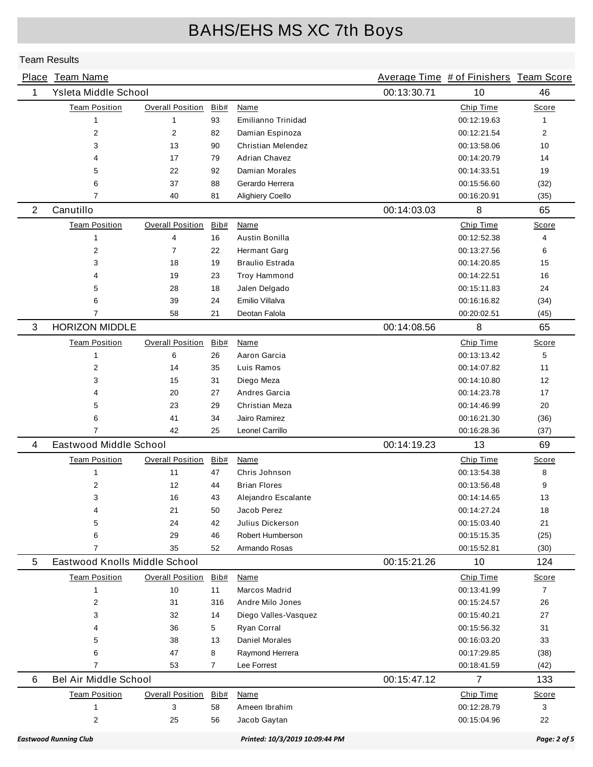# BAHS/EHS MS XC 7th Boys

## Team Results

| Place | Team Name | Average Time | # of Finishers | Team Score |
|---|---|---|---|---|
| 1 | Ysleta Middle School | 00:13:30.71 | 10 | 46 |

| Team Position | Overall Position | Bib# | Name | Chip Time | Score |
|---|---|---|---|---|---|
| 1 | 1 | 93 | Emilianno Trinidad | 00:12:19.63 | 1 |
| 2 | 2 | 82 | Damian Espinoza | 00:12:21.54 | 2 |
| 3 | 13 | 90 | Christian Melendez | 00:13:58.06 | 10 |
| 4 | 17 | 79 | Adrian Chavez | 00:14:20.79 | 14 |
| 5 | 22 | 92 | Damian Morales | 00:14:33.51 | 19 |
| 6 | 37 | 88 | Gerardo Herrera | 00:15:56.60 | (32) |
| 7 | 40 | 81 | Alighiery Coello | 00:16:20.91 | (35) |

| Place | Team Name | Average Time | # of Finishers | Team Score |
|---|---|---|---|---|
| 2 | Canutillo | 00:14:03.03 | 8 | 65 |

| Team Position | Overall Position | Bib# | Name | Chip Time | Score |
|---|---|---|---|---|---|
| 1 | 4 | 16 | Austin Bonilla | 00:12:52.38 | 4 |
| 2 | 7 | 22 | Hermant Garg | 00:13:27.56 | 6 |
| 3 | 18 | 19 | Braulio Estrada | 00:14:20.85 | 15 |
| 4 | 19 | 23 | Troy Hammond | 00:14:22.51 | 16 |
| 5 | 28 | 18 | Jalen Delgado | 00:15:11.83 | 24 |
| 6 | 39 | 24 | Emilio Villalva | 00:16:16.82 | (34) |
| 7 | 58 | 21 | Deotan Falola | 00:20:02.51 | (45) |

| Place | Team Name | Average Time | # of Finishers | Team Score |
|---|---|---|---|---|
| 3 | HORIZON MIDDLE | 00:14:08.56 | 8 | 65 |

| Team Position | Overall Position | Bib# | Name | Chip Time | Score |
|---|---|---|---|---|---|
| 1 | 6 | 26 | Aaron Garcia | 00:13:13.42 | 5 |
| 2 | 14 | 35 | Luis Ramos | 00:14:07.82 | 11 |
| 3 | 15 | 31 | Diego Meza | 00:14:10.80 | 12 |
| 4 | 20 | 27 | Andres Garcia | 00:14:23.78 | 17 |
| 5 | 23 | 29 | Christian Meza | 00:14:46.99 | 20 |
| 6 | 41 | 34 | Jairo Ramirez | 00:16:21.30 | (36) |
| 7 | 42 | 25 | Leonel Carrillo | 00:16:28.36 | (37) |

| Place | Team Name | Average Time | # of Finishers | Team Score |
|---|---|---|---|---|
| 4 | Eastwood Middle School | 00:14:19.23 | 13 | 69 |

| Team Position | Overall Position | Bib# | Name | Chip Time | Score |
|---|---|---|---|---|---|
| 1 | 11 | 47 | Chris Johnson | 00:13:54.38 | 8 |
| 2 | 12 | 44 | Brian Flores | 00:13:56.48 | 9 |
| 3 | 16 | 43 | Alejandro Escalante | 00:14:14.65 | 13 |
| 4 | 21 | 50 | Jacob Perez | 00:14:27.24 | 18 |
| 5 | 24 | 42 | Julius Dickerson | 00:15:03.40 | 21 |
| 6 | 29 | 46 | Robert Humberson | 00:15:15.35 | (25) |
| 7 | 35 | 52 | Armando Rosas | 00:15:52.81 | (30) |

| Place | Team Name | Average Time | # of Finishers | Team Score |
|---|---|---|---|---|
| 5 | Eastwood Knolls Middle School | 00:15:21.26 | 10 | 124 |

| Team Position | Overall Position | Bib# | Name | Chip Time | Score |
|---|---|---|---|---|---|
| 1 | 10 | 11 | Marcos Madrid | 00:13:41.99 | 7 |
| 2 | 31 | 316 | Andre Milo Jones | 00:15:24.57 | 26 |
| 3 | 32 | 14 | Diego Valles-Vasquez | 00:15:40.21 | 27 |
| 4 | 36 | 5 | Ryan Corral | 00:15:56.32 | 31 |
| 5 | 38 | 13 | Daniel Morales | 00:16:03.20 | 33 |
| 6 | 47 | 8 | Raymond Herrera | 00:17:29.85 | (38) |
| 7 | 53 | 7 | Lee Forrest | 00:18:41.59 | (42) |

| Place | Team Name | Average Time | # of Finishers | Team Score |
|---|---|---|---|---|
| 6 | Bel Air Middle School | 00:15:47.12 | 7 | 133 |

| Team Position | Overall Position | Bib# | Name | Chip Time | Score |
|---|---|---|---|---|---|
| 1 | 3 | 58 | Ameen Ibrahim | 00:12:28.79 | 3 |
| 2 | 25 | 56 | Jacob Gaytan | 00:15:04.96 | 22 |

*Eastwood Running Club* *Printed: 10/3/2019 10:09:44 PM*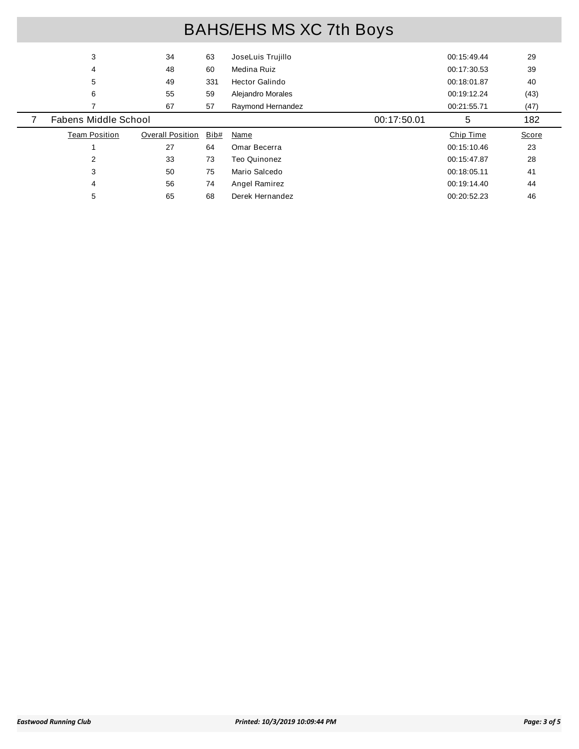# BAHS/EHS MS XC 7th Boys

| Team Position | Overall Position | Bib# | Name | Chip Time | Score |
|---|---|---|---|---|---|
| 3 | 34 | 63 | JoseLuis Trujillo | 00:15:49.44 | 29 |
| 4 | 48 | 60 | Medina Ruiz | 00:17:30.53 | 39 |
| 5 | 49 | 331 | Hector Galindo | 00:18:01.87 | 40 |
| 6 | 55 | 59 | Alejandro Morales | 00:19:12.24 | (43) |
| 7 | 67 | 57 | Raymond Hernandez | 00:21:55.71 | (47) |

## 7 Fabens Middle School — 00:17:50.01 — 5 — 182

| Team Position | Overall Position | Bib# | Name | Chip Time | Score |
|---|---|---|---|---|---|
| 1 | 27 | 64 | Omar Becerra | 00:15:10.46 | 23 |
| 2 | 33 | 73 | Teo Quinonez | 00:15:47.87 | 28 |
| 3 | 50 | 75 | Mario Salcedo | 00:18:05.11 | 41 |
| 4 | 56 | 74 | Angel Ramirez | 00:19:14.40 | 44 |
| 5 | 65 | 68 | Derek Hernandez | 00:20:52.23 | 46 |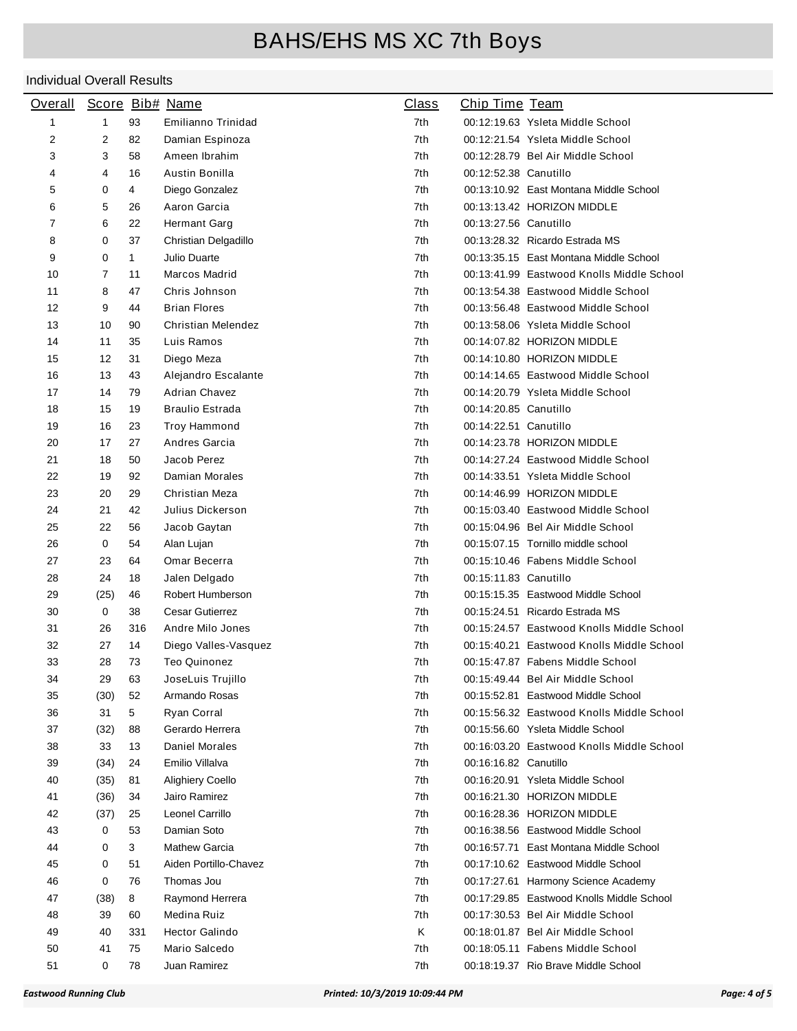# BAHS/EHS MS XC 7th Boys

## Individual Overall Results

| Overall | Score | Bib# | Name | Class | Chip Time | Team |
|---|---|---|---|---|---|---|
| 1 | 1 | 93 | Emilianno Trinidad | 7th | 00:12:19.63 | Ysleta Middle School |
| 2 | 2 | 82 | Damian Espinoza | 7th | 00:12:21.54 | Ysleta Middle School |
| 3 | 3 | 58 | Ameen Ibrahim | 7th | 00:12:28.79 | Bel Air Middle School |
| 4 | 4 | 16 | Austin Bonilla | 7th | 00:12:52.38 | Canutillo |
| 5 | 0 | 4 | Diego Gonzalez | 7th | 00:13:10.92 | East Montana Middle School |
| 6 | 5 | 26 | Aaron Garcia | 7th | 00:13:13.42 | HORIZON MIDDLE |
| 7 | 6 | 22 | Hermant Garg | 7th | 00:13:27.56 | Canutillo |
| 8 | 0 | 37 | Christian Delgadillo | 7th | 00:13:28.32 | Ricardo Estrada MS |
| 9 | 0 | 1 | Julio Duarte | 7th | 00:13:35.15 | East Montana Middle School |
| 10 | 7 | 11 | Marcos Madrid | 7th | 00:13:41.99 | Eastwood Knolls Middle School |
| 11 | 8 | 47 | Chris Johnson | 7th | 00:13:54.38 | Eastwood Middle School |
| 12 | 9 | 44 | Brian Flores | 7th | 00:13:56.48 | Eastwood Middle School |
| 13 | 10 | 90 | Christian Melendez | 7th | 00:13:58.06 | Ysleta Middle School |
| 14 | 11 | 35 | Luis Ramos | 7th | 00:14:07.82 | HORIZON MIDDLE |
| 15 | 12 | 31 | Diego Meza | 7th | 00:14:10.80 | HORIZON MIDDLE |
| 16 | 13 | 43 | Alejandro Escalante | 7th | 00:14:14.65 | Eastwood Middle School |
| 17 | 14 | 79 | Adrian Chavez | 7th | 00:14:20.79 | Ysleta Middle School |
| 18 | 15 | 19 | Braulio Estrada | 7th | 00:14:20.85 | Canutillo |
| 19 | 16 | 23 | Troy Hammond | 7th | 00:14:22.51 | Canutillo |
| 20 | 17 | 27 | Andres Garcia | 7th | 00:14:23.78 | HORIZON MIDDLE |
| 21 | 18 | 50 | Jacob Perez | 7th | 00:14:27.24 | Eastwood Middle School |
| 22 | 19 | 92 | Damian Morales | 7th | 00:14:33.51 | Ysleta Middle School |
| 23 | 20 | 29 | Christian Meza | 7th | 00:14:46.99 | HORIZON MIDDLE |
| 24 | 21 | 42 | Julius Dickerson | 7th | 00:15:03.40 | Eastwood Middle School |
| 25 | 22 | 56 | Jacob Gaytan | 7th | 00:15:04.96 | Bel Air Middle School |
| 26 | 0 | 54 | Alan Lujan | 7th | 00:15:07.15 | Tornillo middle school |
| 27 | 23 | 64 | Omar Becerra | 7th | 00:15:10.46 | Fabens Middle School |
| 28 | 24 | 18 | Jalen Delgado | 7th | 00:15:11.83 | Canutillo |
| 29 | (25) | 46 | Robert Humberson | 7th | 00:15:15.35 | Eastwood Middle School |
| 30 | 0 | 38 | Cesar Gutierrez | 7th | 00:15:24.51 | Ricardo Estrada MS |
| 31 | 26 | 316 | Andre Milo Jones | 7th | 00:15:24.57 | Eastwood Knolls Middle School |
| 32 | 27 | 14 | Diego Valles-Vasquez | 7th | 00:15:40.21 | Eastwood Knolls Middle School |
| 33 | 28 | 73 | Teo Quinonez | 7th | 00:15:47.87 | Fabens Middle School |
| 34 | 29 | 63 | JoseLuis Trujillo | 7th | 00:15:49.44 | Bel Air Middle School |
| 35 | (30) | 52 | Armando Rosas | 7th | 00:15:52.81 | Eastwood Middle School |
| 36 | 31 | 5 | Ryan Corral | 7th | 00:15:56.32 | Eastwood Knolls Middle School |
| 37 | (32) | 88 | Gerardo Herrera | 7th | 00:15:56.60 | Ysleta Middle School |
| 38 | 33 | 13 | Daniel Morales | 7th | 00:16:03.20 | Eastwood Knolls Middle School |
| 39 | (34) | 24 | Emilio Villalva | 7th | 00:16:16.82 | Canutillo |
| 40 | (35) | 81 | Alighiery Coello | 7th | 00:16:20.91 | Ysleta Middle School |
| 41 | (36) | 34 | Jairo Ramirez | 7th | 00:16:21.30 | HORIZON MIDDLE |
| 42 | (37) | 25 | Leonel Carrillo | 7th | 00:16:28.36 | HORIZON MIDDLE |
| 43 | 0 | 53 | Damian Soto | 7th | 00:16:38.56 | Eastwood Middle School |
| 44 | 0 | 3 | Mathew Garcia | 7th | 00:16:57.71 | East Montana Middle School |
| 45 | 0 | 51 | Aiden Portillo-Chavez | 7th | 00:17:10.62 | Eastwood Middle School |
| 46 | 0 | 76 | Thomas Jou | 7th | 00:17:27.61 | Harmony Science Academy |
| 47 | (38) | 8 | Raymond Herrera | 7th | 00:17:29.85 | Eastwood Knolls Middle School |
| 48 | 39 | 60 | Medina Ruiz | 7th | 00:17:30.53 | Bel Air Middle School |
| 49 | 40 | 331 | Hector Galindo | K | 00:18:01.87 | Bel Air Middle School |
| 50 | 41 | 75 | Mario Salcedo | 7th | 00:18:05.11 | Fabens Middle School |
| 51 | 0 | 78 | Juan Ramirez | 7th | 00:18:19.37 | Rio Brave Middle School |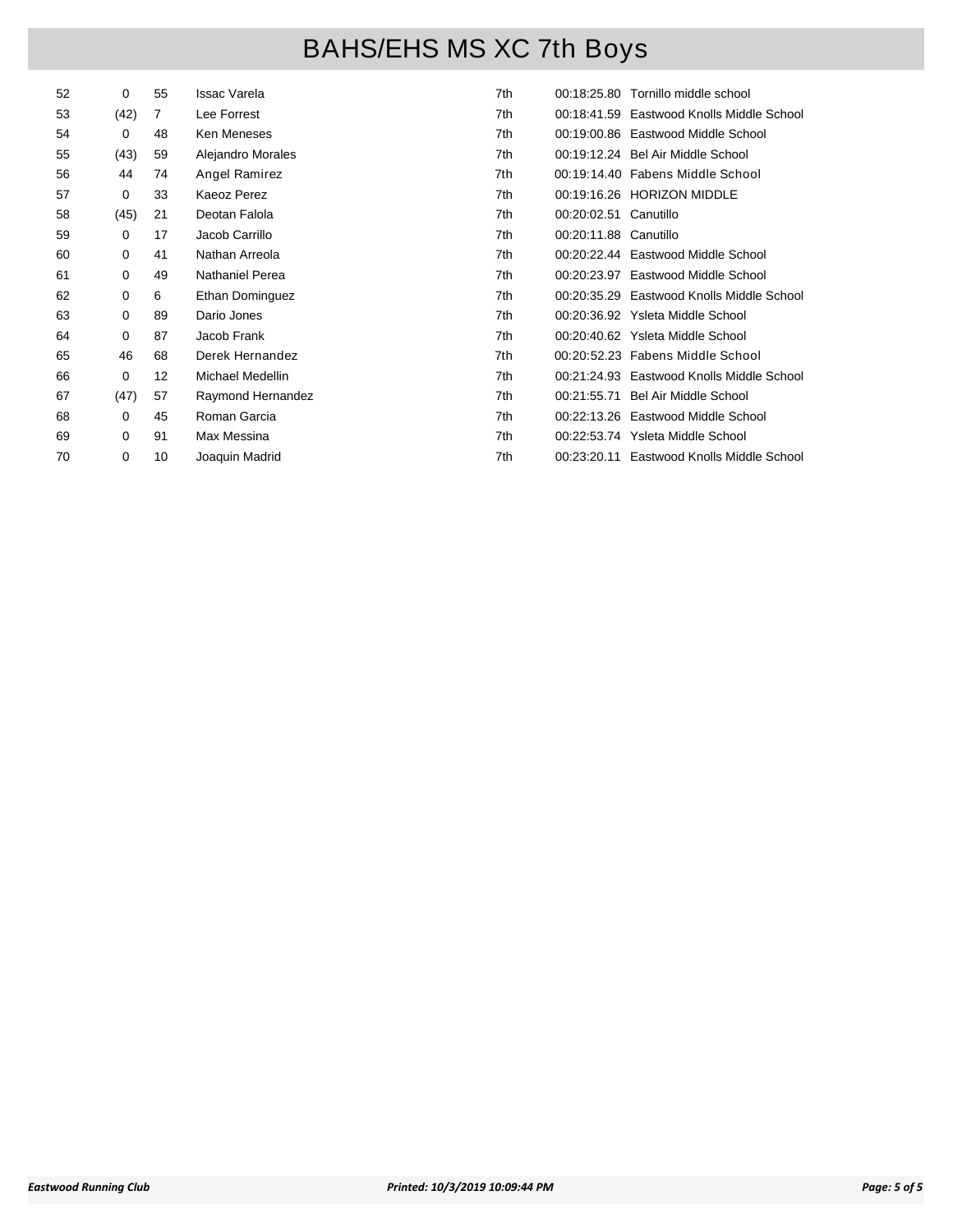# BAHS/EHS MS XC 7th Boys

| | | | | | | |
|---|---|---|---|---|---|---|
| 52 | 0 | 55 | Issac Varela | 7th | 00:18:25.80 | Tornillo middle school |
| 53 | (42) | 7 | Lee Forrest | 7th | 00:18:41.59 | Eastwood Knolls Middle School |
| 54 | 0 | 48 | Ken Meneses | 7th | 00:19:00.86 | Eastwood Middle School |
| 55 | (43) | 59 | Alejandro Morales | 7th | 00:19:12.24 | Bel Air Middle School |
| 56 | 44 | 74 | Angel Ramirez | 7th | 00:19:14.40 | Fabens Middle School |
| 57 | 0 | 33 | Kaeoz Perez | 7th | 00:19:16.26 | HORIZON MIDDLE |
| 58 | (45) | 21 | Deotan Falola | 7th | 00:20:02.51 | Canutillo |
| 59 | 0 | 17 | Jacob Carrillo | 7th | 00:20:11.88 | Canutillo |
| 60 | 0 | 41 | Nathan Arreola | 7th | 00:20:22.44 | Eastwood Middle School |
| 61 | 0 | 49 | Nathaniel Perea | 7th | 00:20:23.97 | Eastwood Middle School |
| 62 | 0 | 6 | Ethan Dominguez | 7th | 00:20:35.29 | Eastwood Knolls Middle School |
| 63 | 0 | 89 | Dario Jones | 7th | 00:20:36.92 | Ysleta Middle School |
| 64 | 0 | 87 | Jacob Frank | 7th | 00:20:40.62 | Ysleta Middle School |
| 65 | 46 | 68 | Derek Hernandez | 7th | 00:20:52.23 | Fabens Middle School |
| 66 | 0 | 12 | Michael Medellin | 7th | 00:21:24.93 | Eastwood Knolls Middle School |
| 67 | (47) | 57 | Raymond Hernandez | 7th | 00:21:55.71 | Bel Air Middle School |
| 68 | 0 | 45 | Roman Garcia | 7th | 00:22:13.26 | Eastwood Middle School |
| 69 | 0 | 91 | Max Messina | 7th | 00:22:53.74 | Ysleta Middle School |
| 70 | 0 | 10 | Joaquin Madrid | 7th | 00:23:20.11 | Eastwood Knolls Middle School |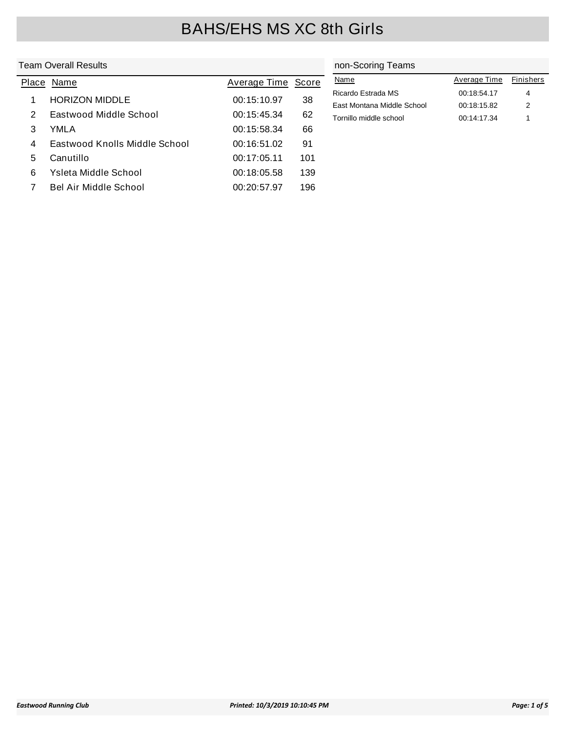# BAHS/EHS MS XC 8th Girls

## Team Overall Results

| Place | Name | Average Time | Score |
|---|---|---|---|
| 1 | HORIZON MIDDLE | 00:15:10.97 | 38 |
| 2 | Eastwood Middle School | 00:15:45.34 | 62 |
| 3 | YMLA | 00:15:58.34 | 66 |
| 4 | Eastwood Knolls Middle School | 00:16:51.02 | 91 |
| 5 | Canutillo | 00:17:05.11 | 101 |
| 6 | Ysleta Middle School | 00:18:05.58 | 139 |
| 7 | Bel Air Middle School | 00:20:57.97 | 196 |

## non-Scoring Teams

| Name | Average Time | Finishers |
|---|---|---|
| Ricardo Estrada MS | 00:18:54.17 | 4 |
| East Montana Middle School | 00:18:15.82 | 2 |
| Tornillo middle school | 00:14:17.34 | 1 |

*Eastwood Running Club* *Printed: 10/3/2019 10:10:45 PM*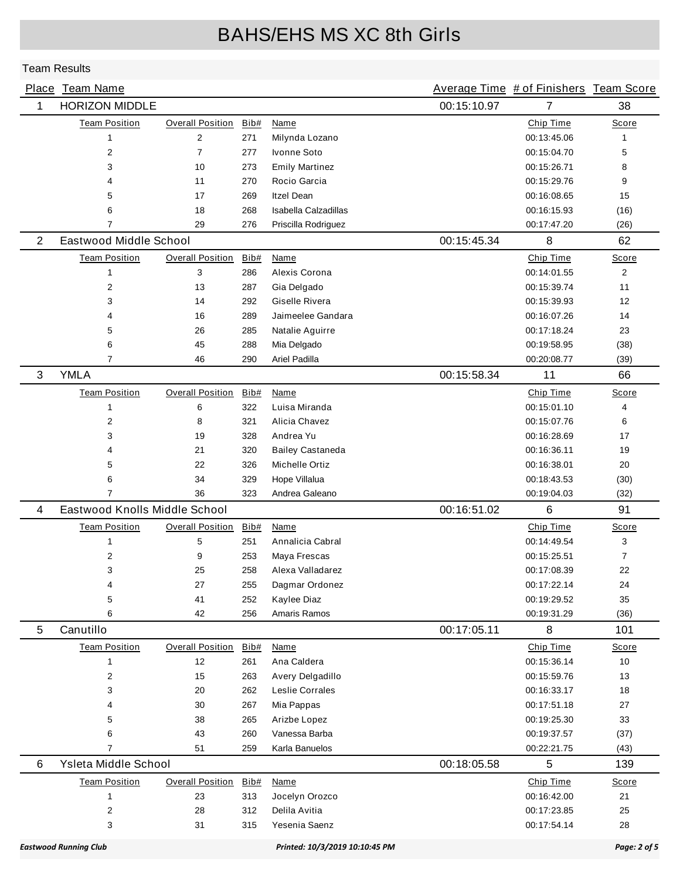# BAHS/EHS MS XC 8th Girls

## Team Results

| Place | Team Name | Average Time | # of Finishers | Team Score |
|---|---|---|---|---|
| 1 | HORIZON MIDDLE | 00:15:10.97 | 7 | 38 |

| Team Position | Overall Position | Bib# | Name | Chip Time | Score |
|---|---|---|---|---|---|
| 1 | 2 | 271 | Milynda Lozano | 00:13:45.06 | 1 |
| 2 | 7 | 277 | Ivonne Soto | 00:15:04.70 | 5 |
| 3 | 10 | 273 | Emily Martinez | 00:15:26.71 | 8 |
| 4 | 11 | 270 | Rocio Garcia | 00:15:29.76 | 9 |
| 5 | 17 | 269 | Itzel Dean | 00:16:08.65 | 15 |
| 6 | 18 | 268 | Isabella Calzadillas | 00:16:15.93 | (16) |
| 7 | 29 | 276 | Priscilla Rodriguez | 00:17:47.20 | (26) |

| Place | Team Name | Average Time | # of Finishers | Team Score |
|---|---|---|---|---|
| 2 | Eastwood Middle School | 00:15:45.34 | 8 | 62 |

| Team Position | Overall Position | Bib# | Name | Chip Time | Score |
|---|---|---|---|---|---|
| 1 | 3 | 286 | Alexis Corona | 00:14:01.55 | 2 |
| 2 | 13 | 287 | Gia Delgado | 00:15:39.74 | 11 |
| 3 | 14 | 292 | Giselle Rivera | 00:15:39.93 | 12 |
| 4 | 16 | 289 | Jaimeelee Gandara | 00:16:07.26 | 14 |
| 5 | 26 | 285 | Natalie Aguirre | 00:17:18.24 | 23 |
| 6 | 45 | 288 | Mia Delgado | 00:19:58.95 | (38) |
| 7 | 46 | 290 | Ariel Padilla | 00:20:08.77 | (39) |

| Place | Team Name | Average Time | # of Finishers | Team Score |
|---|---|---|---|---|
| 3 | YMLA | 00:15:58.34 | 11 | 66 |

| Team Position | Overall Position | Bib# | Name | Chip Time | Score |
|---|---|---|---|---|---|
| 1 | 6 | 322 | Luisa Miranda | 00:15:01.10 | 4 |
| 2 | 8 | 321 | Alicia Chavez | 00:15:07.76 | 6 |
| 3 | 19 | 328 | Andrea Yu | 00:16:28.69 | 17 |
| 4 | 21 | 320 | Bailey Castaneda | 00:16:36.11 | 19 |
| 5 | 22 | 326 | Michelle Ortiz | 00:16:38.01 | 20 |
| 6 | 34 | 329 | Hope Villalua | 00:18:43.53 | (30) |
| 7 | 36 | 323 | Andrea Galeano | 00:19:04.03 | (32) |

| Place | Team Name | Average Time | # of Finishers | Team Score |
|---|---|---|---|---|
| 4 | Eastwood Knolls Middle School | 00:16:51.02 | 6 | 91 |

| Team Position | Overall Position | Bib# | Name | Chip Time | Score |
|---|---|---|---|---|---|
| 1 | 5 | 251 | Annalicia Cabral | 00:14:49.54 | 3 |
| 2 | 9 | 253 | Maya Frescas | 00:15:25.51 | 7 |
| 3 | 25 | 258 | Alexa Valladarez | 00:17:08.39 | 22 |
| 4 | 27 | 255 | Dagmar Ordonez | 00:17:22.14 | 24 |
| 5 | 41 | 252 | Kaylee Diaz | 00:19:29.52 | 35 |
| 6 | 42 | 256 | Amaris Ramos | 00:19:31.29 | (36) |

| Place | Team Name | Average Time | # of Finishers | Team Score |
|---|---|---|---|---|
| 5 | Canutillo | 00:17:05.11 | 8 | 101 |

| Team Position | Overall Position | Bib# | Name | Chip Time | Score |
|---|---|---|---|---|---|
| 1 | 12 | 261 | Ana Caldera | 00:15:36.14 | 10 |
| 2 | 15 | 263 | Avery Delgadillo | 00:15:59.76 | 13 |
| 3 | 20 | 262 | Leslie Corrales | 00:16:33.17 | 18 |
| 4 | 30 | 267 | Mia Pappas | 00:17:51.18 | 27 |
| 5 | 38 | 265 | Arizbe Lopez | 00:19:25.30 | 33 |
| 6 | 43 | 260 | Vanessa Barba | 00:19:37.57 | (37) |
| 7 | 51 | 259 | Karla Banuelos | 00:22:21.75 | (43) |

| Place | Team Name | Average Time | # of Finishers | Team Score |
|---|---|---|---|---|
| 6 | Ysleta Middle School | 00:18:05.58 | 5 | 139 |

| Team Position | Overall Position | Bib# | Name | Chip Time | Score |
|---|---|---|---|---|---|
| 1 | 23 | 313 | Jocelyn Orozco | 00:16:42.00 | 21 |
| 2 | 28 | 312 | Delila Avitia | 00:17:23.85 | 25 |
| 3 | 31 | 315 | Yesenia Saenz | 00:17:54.14 | 28 |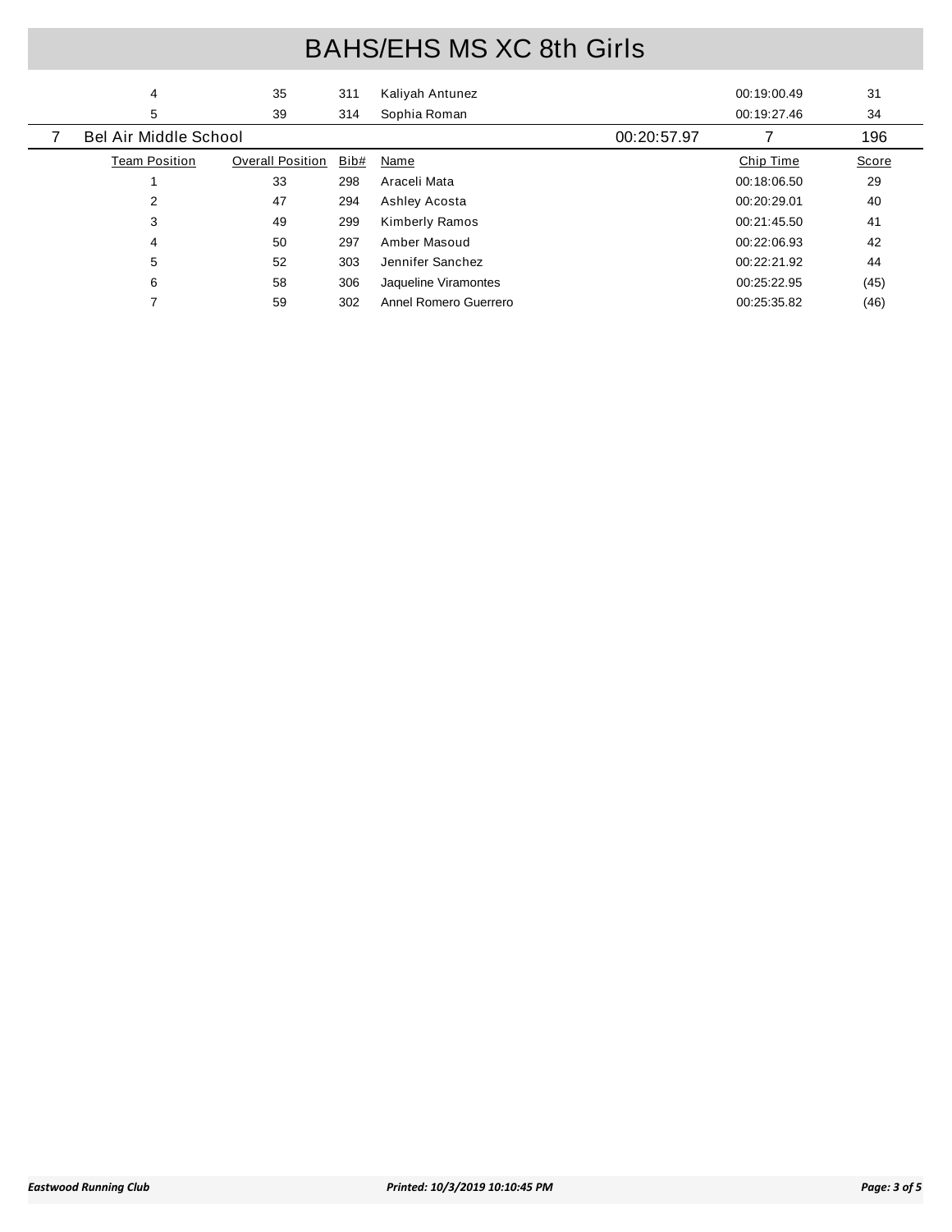# BAHS/EHS MS XC 8th Girls

| Team Position | Overall Position | Bib# | Name | Chip Time | Score |
|---|---|---|---|---|---|
| 4 | 35 | 311 | Kaliyah Antunez | 00:19:00.49 | 31 |
| 5 | 39 | 314 | Sophia Roman | 00:19:27.46 | 34 |

## 7 Bel Air Middle School — 00:20:57.97 — 7 — 196

| Team Position | Overall Position | Bib# | Name | Chip Time | Score |
|---|---|---|---|---|---|
| 1 | 33 | 298 | Araceli Mata | 00:18:06.50 | 29 |
| 2 | 47 | 294 | Ashley Acosta | 00:20:29.01 | 40 |
| 3 | 49 | 299 | Kimberly Ramos | 00:21:45.50 | 41 |
| 4 | 50 | 297 | Amber Masoud | 00:22:06.93 | 42 |
| 5 | 52 | 303 | Jennifer Sanchez | 00:22:21.92 | 44 |
| 6 | 58 | 306 | Jaqueline Viramontes | 00:25:22.95 | (45) |
| 7 | 59 | 302 | Annel Romero Guerrero | 00:25:35.82 | (46) |

*Eastwood Running Club* *Printed: 10/3/2019 10:10:45 PM*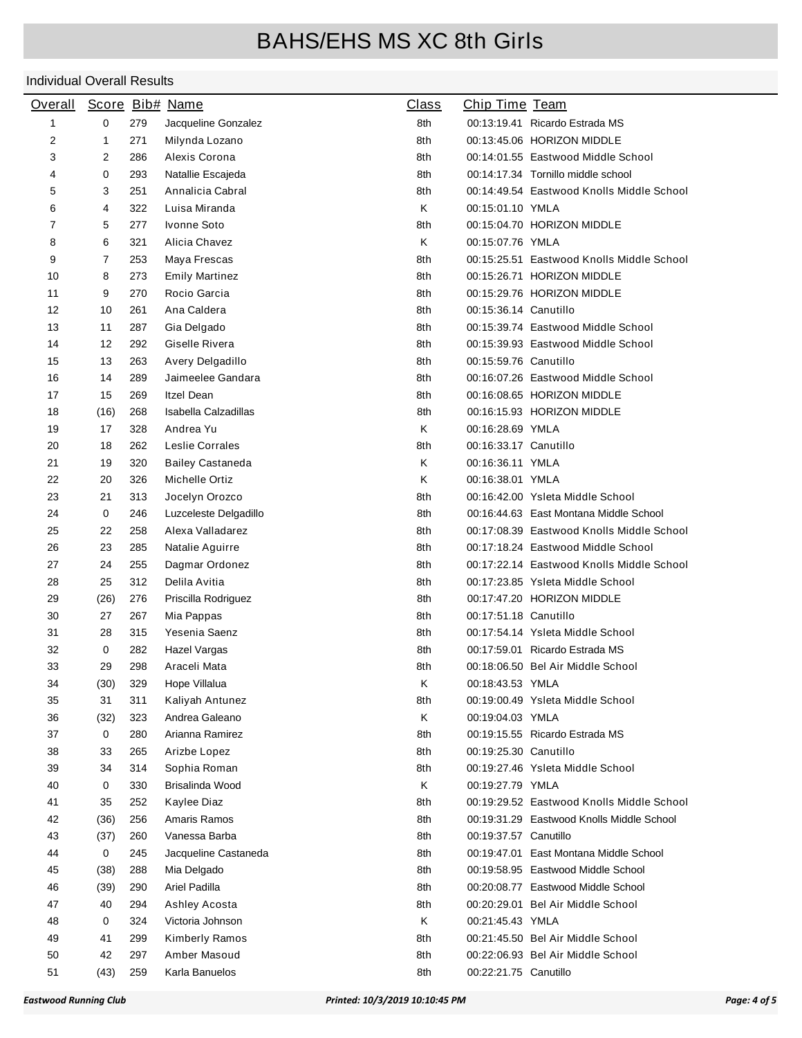# BAHS/EHS MS XC 8th Girls

Individual Overall Results

| Overall | Score | Bib# | Name | Class | Chip Time | Team |
|---|---|---|---|---|---|---|
| 1 | 0 | 279 | Jacqueline Gonzalez | 8th | 00:13:19.41 | Ricardo Estrada MS |
| 2 | 1 | 271 | Milynda Lozano | 8th | 00:13:45.06 | HORIZON MIDDLE |
| 3 | 2 | 286 | Alexis Corona | 8th | 00:14:01.55 | Eastwood Middle School |
| 4 | 0 | 293 | Natallie Escajeda | 8th | 00:14:17.34 | Tornillo middle school |
| 5 | 3 | 251 | Annalicia Cabral | 8th | 00:14:49.54 | Eastwood Knolls Middle School |
| 6 | 4 | 322 | Luisa Miranda | K | 00:15:01.10 | YMLA |
| 7 | 5 | 277 | Ivonne Soto | 8th | 00:15:04.70 | HORIZON MIDDLE |
| 8 | 6 | 321 | Alicia Chavez | K | 00:15:07.76 | YMLA |
| 9 | 7 | 253 | Maya Frescas | 8th | 00:15:25.51 | Eastwood Knolls Middle School |
| 10 | 8 | 273 | Emily Martinez | 8th | 00:15:26.71 | HORIZON MIDDLE |
| 11 | 9 | 270 | Rocio Garcia | 8th | 00:15:29.76 | HORIZON MIDDLE |
| 12 | 10 | 261 | Ana Caldera | 8th | 00:15:36.14 | Canutillo |
| 13 | 11 | 287 | Gia Delgado | 8th | 00:15:39.74 | Eastwood Middle School |
| 14 | 12 | 292 | Giselle Rivera | 8th | 00:15:39.93 | Eastwood Middle School |
| 15 | 13 | 263 | Avery Delgadillo | 8th | 00:15:59.76 | Canutillo |
| 16 | 14 | 289 | Jaimeelee Gandara | 8th | 00:16:07.26 | Eastwood Middle School |
| 17 | 15 | 269 | Itzel Dean | 8th | 00:16:08.65 | HORIZON MIDDLE |
| 18 | (16) | 268 | Isabella Calzadillas | 8th | 00:16:15.93 | HORIZON MIDDLE |
| 19 | 17 | 328 | Andrea Yu | K | 00:16:28.69 | YMLA |
| 20 | 18 | 262 | Leslie Corrales | 8th | 00:16:33.17 | Canutillo |
| 21 | 19 | 320 | Bailey Castaneda | K | 00:16:36.11 | YMLA |
| 22 | 20 | 326 | Michelle Ortiz | K | 00:16:38.01 | YMLA |
| 23 | 21 | 313 | Jocelyn Orozco | 8th | 00:16:42.00 | Ysleta Middle School |
| 24 | 0 | 246 | Luzceleste Delgadillo | 8th | 00:16:44.63 | East Montana Middle School |
| 25 | 22 | 258 | Alexa Valladarez | 8th | 00:17:08.39 | Eastwood Knolls Middle School |
| 26 | 23 | 285 | Natalie Aguirre | 8th | 00:17:18.24 | Eastwood Middle School |
| 27 | 24 | 255 | Dagmar Ordonez | 8th | 00:17:22.14 | Eastwood Knolls Middle School |
| 28 | 25 | 312 | Delila Avitia | 8th | 00:17:23.85 | Ysleta Middle School |
| 29 | (26) | 276 | Priscilla Rodriguez | 8th | 00:17:47.20 | HORIZON MIDDLE |
| 30 | 27 | 267 | Mia Pappas | 8th | 00:17:51.18 | Canutillo |
| 31 | 28 | 315 | Yesenia Saenz | 8th | 00:17:54.14 | Ysleta Middle School |
| 32 | 0 | 282 | Hazel Vargas | 8th | 00:17:59.01 | Ricardo Estrada MS |
| 33 | 29 | 298 | Araceli Mata | 8th | 00:18:06.50 | Bel Air Middle School |
| 34 | (30) | 329 | Hope Villalua | K | 00:18:43.53 | YMLA |
| 35 | 31 | 311 | Kaliyah Antunez | 8th | 00:19:00.49 | Ysleta Middle School |
| 36 | (32) | 323 | Andrea Galeano | K | 00:19:04.03 | YMLA |
| 37 | 0 | 280 | Arianna Ramirez | 8th | 00:19:15.55 | Ricardo Estrada MS |
| 38 | 33 | 265 | Arizbe Lopez | 8th | 00:19:25.30 | Canutillo |
| 39 | 34 | 314 | Sophia Roman | 8th | 00:19:27.46 | Ysleta Middle School |
| 40 | 0 | 330 | Brisalinda Wood | K | 00:19:27.79 | YMLA |
| 41 | 35 | 252 | Kaylee Diaz | 8th | 00:19:29.52 | Eastwood Knolls Middle School |
| 42 | (36) | 256 | Amaris Ramos | 8th | 00:19:31.29 | Eastwood Knolls Middle School |
| 43 | (37) | 260 | Vanessa Barba | 8th | 00:19:37.57 | Canutillo |
| 44 | 0 | 245 | Jacqueline Castaneda | 8th | 00:19:47.01 | East Montana Middle School |
| 45 | (38) | 288 | Mia Delgado | 8th | 00:19:58.95 | Eastwood Middle School |
| 46 | (39) | 290 | Ariel Padilla | 8th | 00:20:08.77 | Eastwood Middle School |
| 47 | 40 | 294 | Ashley Acosta | 8th | 00:20:29.01 | Bel Air Middle School |
| 48 | 0 | 324 | Victoria Johnson | K | 00:21:45.43 | YMLA |
| 49 | 41 | 299 | Kimberly Ramos | 8th | 00:21:45.50 | Bel Air Middle School |
| 50 | 42 | 297 | Amber Masoud | 8th | 00:22:06.93 | Bel Air Middle School |
| 51 | (43) | 259 | Karla Banuelos | 8th | 00:22:21.75 | Canutillo |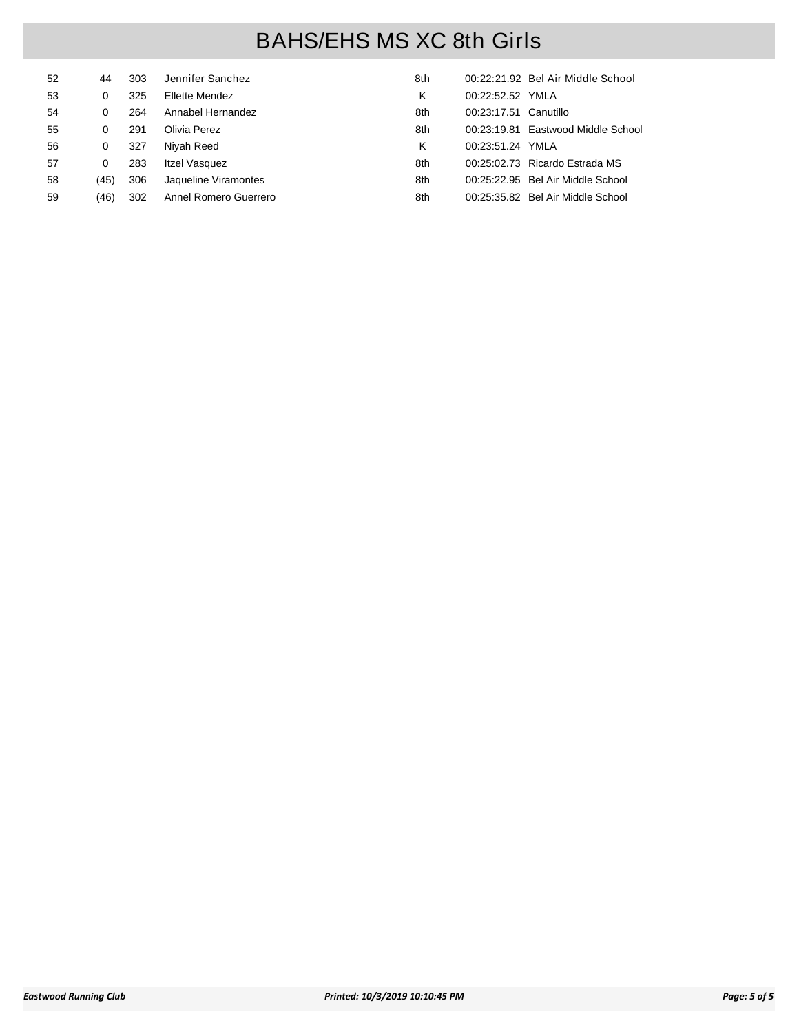# BAHS/EHS MS XC 8th Girls

| | | | | | | |
|---|---|---|---|---|---|---|
| 52 | 44 | 303 | Jennifer Sanchez | 8th | 00:22:21.92 | Bel Air Middle School |
| 53 | 0 | 325 | Ellette Mendez | K | 00:22:52.52 | YMLA |
| 54 | 0 | 264 | Annabel Hernandez | 8th | 00:23:17.51 | Canutillo |
| 55 | 0 | 291 | Olivia Perez | 8th | 00:23:19.81 | Eastwood Middle School |
| 56 | 0 | 327 | Niyah Reed | K | 00:23:51.24 | YMLA |
| 57 | 0 | 283 | Itzel Vasquez | 8th | 00:25:02.73 | Ricardo Estrada MS |
| 58 | (45) | 306 | Jaqueline Viramontes | 8th | 00:25:22.95 | Bel Air Middle School |
| 59 | (46) | 302 | Annel Romero Guerrero | 8th | 00:25:35.82 | Bel Air Middle School |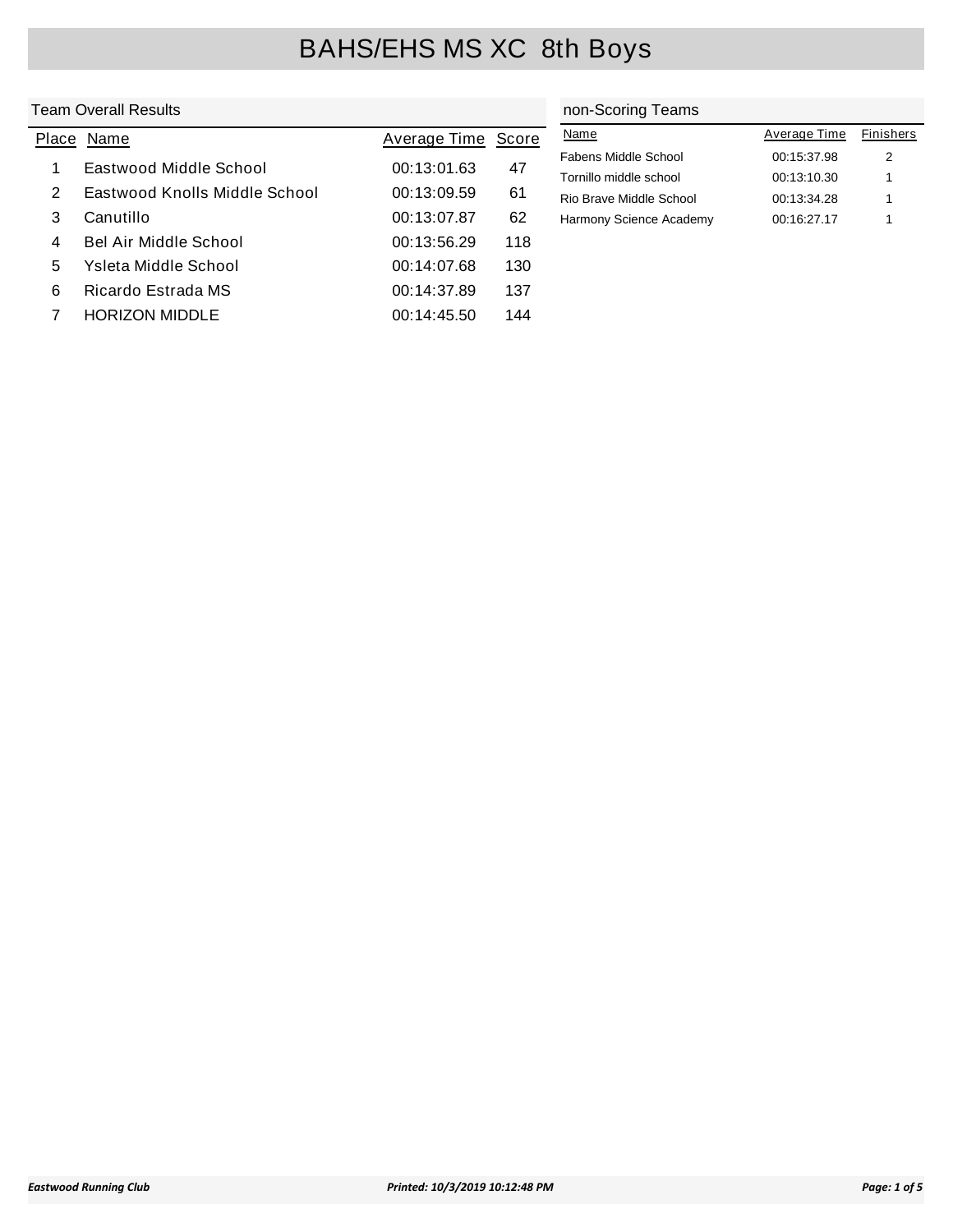# BAHS/EHS MS XC 8th Boys

## Team Overall Results

| Place | Name | Average Time | Score |
|---|---|---|---|
| 1 | Eastwood Middle School | 00:13:01.63 | 47 |
| 2 | Eastwood Knolls Middle School | 00:13:09.59 | 61 |
| 3 | Canutillo | 00:13:07.87 | 62 |
| 4 | Bel Air Middle School | 00:13:56.29 | 118 |
| 5 | Ysleta Middle School | 00:14:07.68 | 130 |
| 6 | Ricardo Estrada MS | 00:14:37.89 | 137 |
| 7 | HORIZON MIDDLE | 00:14:45.50 | 144 |

## non-Scoring Teams

| Name | Average Time | Finishers |
|---|---|---|
| Fabens Middle School | 00:15:37.98 | 2 |
| Tornillo middle school | 00:13:10.30 | 1 |
| Rio Brave Middle School | 00:13:34.28 | 1 |
| Harmony Science Academy | 00:16:27.17 | 1 |

*Eastwood Running Club* *Printed: 10/3/2019 10:12:48 PM*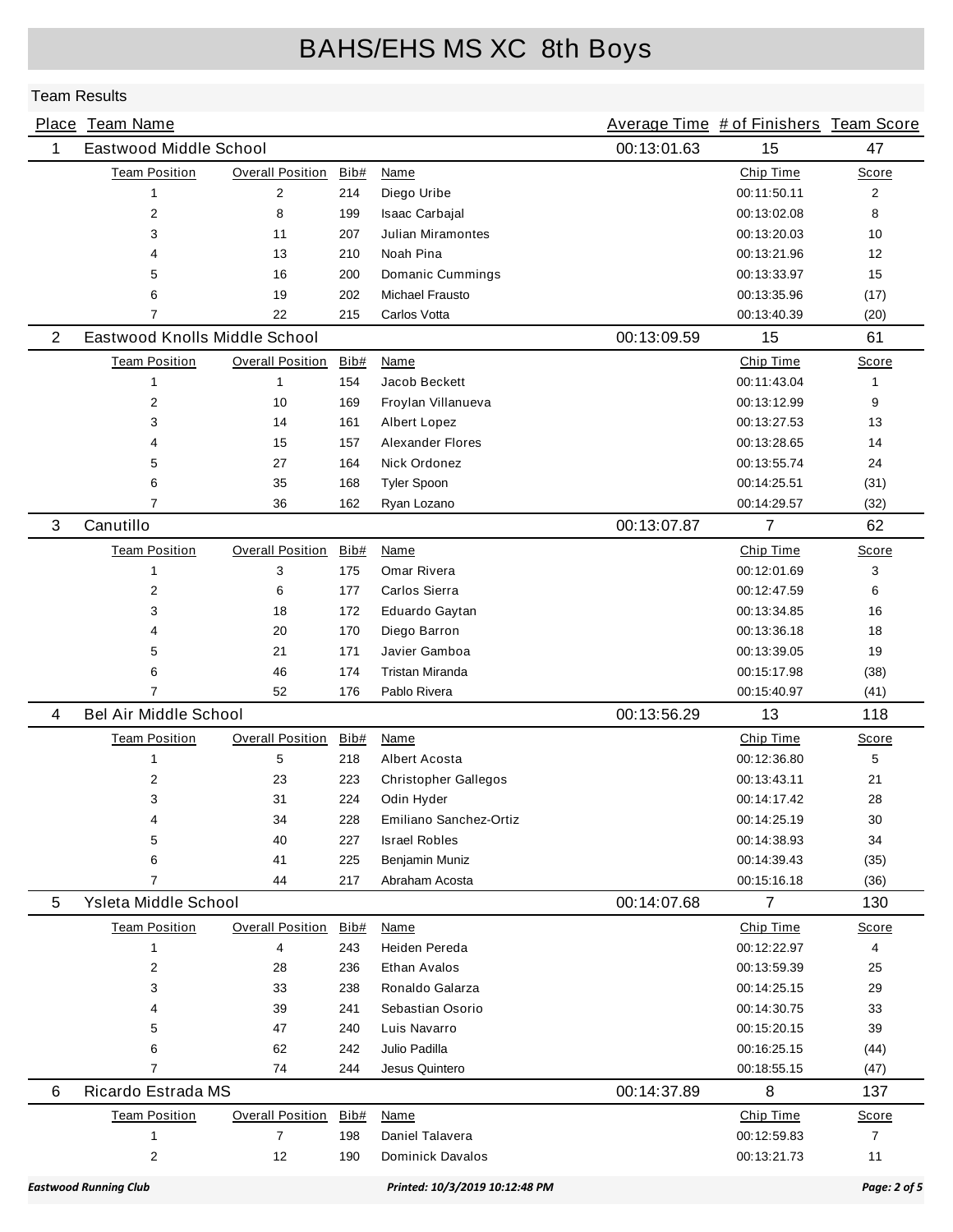# BAHS/EHS MS XC 8th Boys

## Team Results

| Place | Team Name | Average Time | # of Finishers | Team Score |
|---|---|---|---|---|
| 1 | Eastwood Middle School | 00:13:01.63 | 15 | 47 |

| Team Position | Overall Position | Bib# | Name | Chip Time | Score |
|---|---|---|---|---|---|
| 1 | 2 | 214 | Diego Uribe | 00:11:50.11 | 2 |
| 2 | 8 | 199 | Isaac Carbajal | 00:13:02.08 | 8 |
| 3 | 11 | 207 | Julian Miramontes | 00:13:20.03 | 10 |
| 4 | 13 | 210 | Noah Pina | 00:13:21.96 | 12 |
| 5 | 16 | 200 | Domanic Cummings | 00:13:33.97 | 15 |
| 6 | 19 | 202 | Michael Frausto | 00:13:35.96 | (17) |
| 7 | 22 | 215 | Carlos Votta | 00:13:40.39 | (20) |

| Place | Team Name | Average Time | # of Finishers | Team Score |
|---|---|---|---|---|
| 2 | Eastwood Knolls Middle School | 00:13:09.59 | 15 | 61 |

| Team Position | Overall Position | Bib# | Name | Chip Time | Score |
|---|---|---|---|---|---|
| 1 | 1 | 154 | Jacob Beckett | 00:11:43.04 | 1 |
| 2 | 10 | 169 | Froylan Villanueva | 00:13:12.99 | 9 |
| 3 | 14 | 161 | Albert Lopez | 00:13:27.53 | 13 |
| 4 | 15 | 157 | Alexander Flores | 00:13:28.65 | 14 |
| 5 | 27 | 164 | Nick Ordonez | 00:13:55.74 | 24 |
| 6 | 35 | 168 | Tyler Spoon | 00:14:25.51 | (31) |
| 7 | 36 | 162 | Ryan Lozano | 00:14:29.57 | (32) |

| Place | Team Name | Average Time | # of Finishers | Team Score |
|---|---|---|---|---|
| 3 | Canutillo | 00:13:07.87 | 7 | 62 |

| Team Position | Overall Position | Bib# | Name | Chip Time | Score |
|---|---|---|---|---|---|
| 1 | 3 | 175 | Omar Rivera | 00:12:01.69 | 3 |
| 2 | 6 | 177 | Carlos Sierra | 00:12:47.59 | 6 |
| 3 | 18 | 172 | Eduardo Gaytan | 00:13:34.85 | 16 |
| 4 | 20 | 170 | Diego Barron | 00:13:36.18 | 18 |
| 5 | 21 | 171 | Javier Gamboa | 00:13:39.05 | 19 |
| 6 | 46 | 174 | Tristan Miranda | 00:15:17.98 | (38) |
| 7 | 52 | 176 | Pablo Rivera | 00:15:40.97 | (41) |

| Place | Team Name | Average Time | # of Finishers | Team Score |
|---|---|---|---|---|
| 4 | Bel Air Middle School | 00:13:56.29 | 13 | 118 |

| Team Position | Overall Position | Bib# | Name | Chip Time | Score |
|---|---|---|---|---|---|
| 1 | 5 | 218 | Albert Acosta | 00:12:36.80 | 5 |
| 2 | 23 | 223 | Christopher Gallegos | 00:13:43.11 | 21 |
| 3 | 31 | 224 | Odin Hyder | 00:14:17.42 | 28 |
| 4 | 34 | 228 | Emiliano Sanchez-Ortiz | 00:14:25.19 | 30 |
| 5 | 40 | 227 | Israel Robles | 00:14:38.93 | 34 |
| 6 | 41 | 225 | Benjamin Muniz | 00:14:39.43 | (35) |
| 7 | 44 | 217 | Abraham Acosta | 00:15:16.18 | (36) |

| Place | Team Name | Average Time | # of Finishers | Team Score |
|---|---|---|---|---|
| 5 | Ysleta Middle School | 00:14:07.68 | 7 | 130 |

| Team Position | Overall Position | Bib# | Name | Chip Time | Score |
|---|---|---|---|---|---|
| 1 | 4 | 243 | Heiden Pereda | 00:12:22.97 | 4 |
| 2 | 28 | 236 | Ethan Avalos | 00:13:59.39 | 25 |
| 3 | 33 | 238 | Ronaldo Galarza | 00:14:25.15 | 29 |
| 4 | 39 | 241 | Sebastian Osorio | 00:14:30.75 | 33 |
| 5 | 47 | 240 | Luis Navarro | 00:15:20.15 | 39 |
| 6 | 62 | 242 | Julio Padilla | 00:16:25.15 | (44) |
| 7 | 74 | 244 | Jesus Quintero | 00:18:55.15 | (47) |

| Place | Team Name | Average Time | # of Finishers | Team Score |
|---|---|---|---|---|
| 6 | Ricardo Estrada MS | 00:14:37.89 | 8 | 137 |

| Team Position | Overall Position | Bib# | Name | Chip Time | Score |
|---|---|---|---|---|---|
| 1 | 7 | 198 | Daniel Talavera | 00:12:59.83 | 7 |
| 2 | 12 | 190 | Dominick Davalos | 00:13:21.73 | 11 |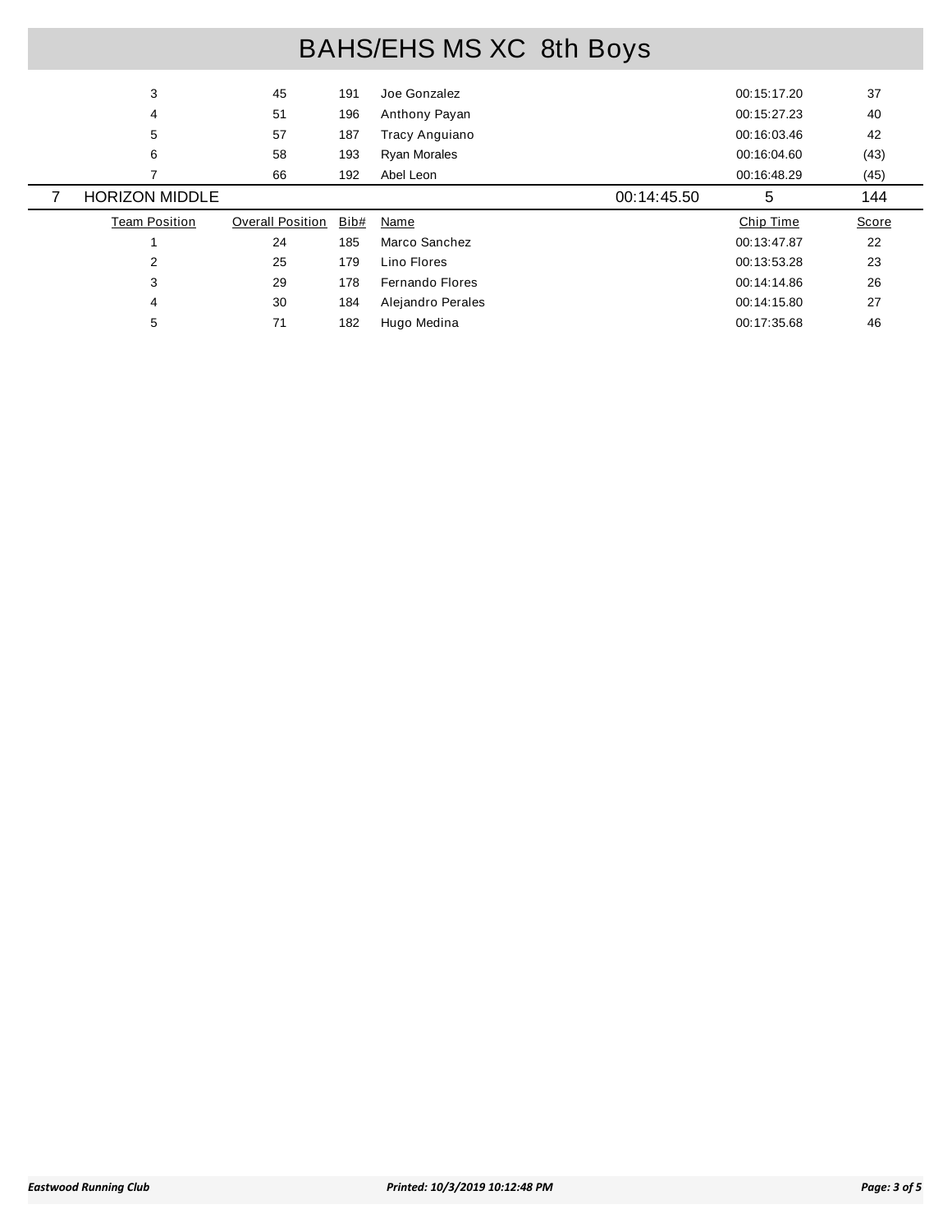# BAHS/EHS MS XC 8th Boys

| Team Position | Overall Position | Bib# | Name | | Chip Time | Score |
|---|---|---|---|---|---|---|
| 3 | 45 | 191 | Joe Gonzalez | | 00:15:17.20 | 37 |
| 4 | 51 | 196 | Anthony Payan | | 00:15:27.23 | 40 |
| 5 | 57 | 187 | Tracy Anguiano | | 00:16:03.46 | 42 |
| 6 | 58 | 193 | Ryan Morales | | 00:16:04.60 | (43) |
| 7 | 66 | 192 | Abel Leon | | 00:16:48.29 | (45) |

## 7 HORIZON MIDDLE — 00:14:45.50 — 5 — 144

| Team Position | Overall Position | Bib# | Name | Chip Time | Score |
|---|---|---|---|---|---|
| 1 | 24 | 185 | Marco Sanchez | 00:13:47.87 | 22 |
| 2 | 25 | 179 | Lino Flores | 00:13:53.28 | 23 |
| 3 | 29 | 178 | Fernando Flores | 00:14:14.86 | 26 |
| 4 | 30 | 184 | Alejandro Perales | 00:14:15.80 | 27 |
| 5 | 71 | 182 | Hugo Medina | 00:17:35.68 | 46 |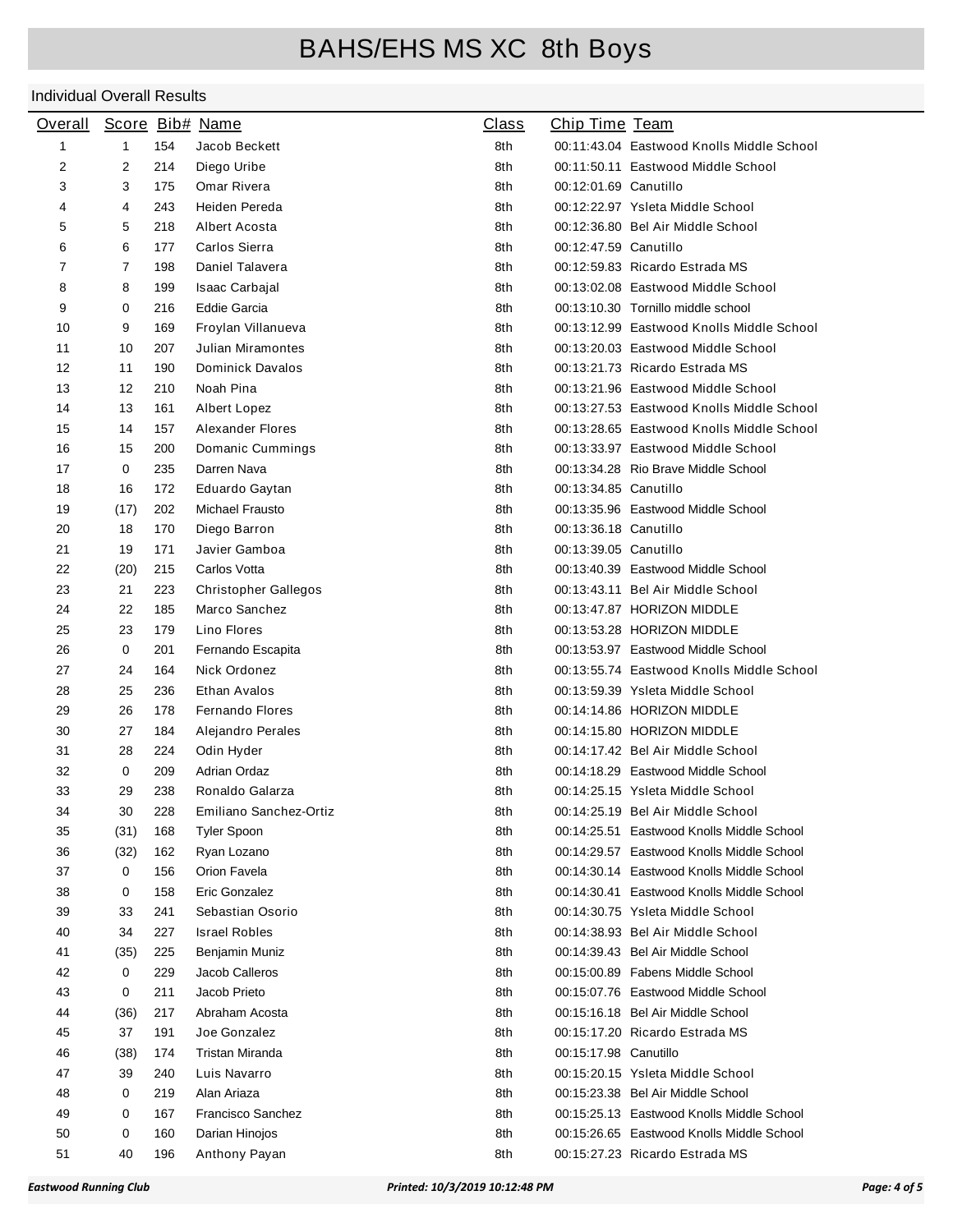# BAHS/EHS MS XC 8th Boys

Individual Overall Results

| Overall | Score | Bib# | Name | Class | Chip Time | Team |
|---|---|---|---|---|---|---|
| 1 | 1 | 154 | Jacob Beckett | 8th | 00:11:43.04 | Eastwood Knolls Middle School |
| 2 | 2 | 214 | Diego Uribe | 8th | 00:11:50.11 | Eastwood Middle School |
| 3 | 3 | 175 | Omar Rivera | 8th | 00:12:01.69 | Canutillo |
| 4 | 4 | 243 | Heiden Pereda | 8th | 00:12:22.97 | Ysleta Middle School |
| 5 | 5 | 218 | Albert Acosta | 8th | 00:12:36.80 | Bel Air Middle School |
| 6 | 6 | 177 | Carlos Sierra | 8th | 00:12:47.59 | Canutillo |
| 7 | 7 | 198 | Daniel Talavera | 8th | 00:12:59.83 | Ricardo Estrada MS |
| 8 | 8 | 199 | Isaac Carbajal | 8th | 00:13:02.08 | Eastwood Middle School |
| 9 | 0 | 216 | Eddie Garcia | 8th | 00:13:10.30 | Tornillo middle school |
| 10 | 9 | 169 | Froylan Villanueva | 8th | 00:13:12.99 | Eastwood Knolls Middle School |
| 11 | 10 | 207 | Julian Miramontes | 8th | 00:13:20.03 | Eastwood Middle School |
| 12 | 11 | 190 | Dominick Davalos | 8th | 00:13:21.73 | Ricardo Estrada MS |
| 13 | 12 | 210 | Noah Pina | 8th | 00:13:21.96 | Eastwood Middle School |
| 14 | 13 | 161 | Albert Lopez | 8th | 00:13:27.53 | Eastwood Knolls Middle School |
| 15 | 14 | 157 | Alexander Flores | 8th | 00:13:28.65 | Eastwood Knolls Middle School |
| 16 | 15 | 200 | Domanic Cummings | 8th | 00:13:33.97 | Eastwood Middle School |
| 17 | 0 | 235 | Darren Nava | 8th | 00:13:34.28 | Rio Brave Middle School |
| 18 | 16 | 172 | Eduardo Gaytan | 8th | 00:13:34.85 | Canutillo |
| 19 | (17) | 202 | Michael Frausto | 8th | 00:13:35.96 | Eastwood Middle School |
| 20 | 18 | 170 | Diego Barron | 8th | 00:13:36.18 | Canutillo |
| 21 | 19 | 171 | Javier Gamboa | 8th | 00:13:39.05 | Canutillo |
| 22 | (20) | 215 | Carlos Votta | 8th | 00:13:40.39 | Eastwood Middle School |
| 23 | 21 | 223 | Christopher Gallegos | 8th | 00:13:43.11 | Bel Air Middle School |
| 24 | 22 | 185 | Marco Sanchez | 8th | 00:13:47.87 | HORIZON MIDDLE |
| 25 | 23 | 179 | Lino Flores | 8th | 00:13:53.28 | HORIZON MIDDLE |
| 26 | 0 | 201 | Fernando Escapita | 8th | 00:13:53.97 | Eastwood Middle School |
| 27 | 24 | 164 | Nick Ordonez | 8th | 00:13:55.74 | Eastwood Knolls Middle School |
| 28 | 25 | 236 | Ethan Avalos | 8th | 00:13:59.39 | Ysleta Middle School |
| 29 | 26 | 178 | Fernando Flores | 8th | 00:14:14.86 | HORIZON MIDDLE |
| 30 | 27 | 184 | Alejandro Perales | 8th | 00:14:15.80 | HORIZON MIDDLE |
| 31 | 28 | 224 | Odin Hyder | 8th | 00:14:17.42 | Bel Air Middle School |
| 32 | 0 | 209 | Adrian Ordaz | 8th | 00:14:18.29 | Eastwood Middle School |
| 33 | 29 | 238 | Ronaldo Galarza | 8th | 00:14:25.15 | Ysleta Middle School |
| 34 | 30 | 228 | Emiliano Sanchez-Ortiz | 8th | 00:14:25.19 | Bel Air Middle School |
| 35 | (31) | 168 | Tyler Spoon | 8th | 00:14:25.51 | Eastwood Knolls Middle School |
| 36 | (32) | 162 | Ryan Lozano | 8th | 00:14:29.57 | Eastwood Knolls Middle School |
| 37 | 0 | 156 | Orion Favela | 8th | 00:14:30.14 | Eastwood Knolls Middle School |
| 38 | 0 | 158 | Eric Gonzalez | 8th | 00:14:30.41 | Eastwood Knolls Middle School |
| 39 | 33 | 241 | Sebastian Osorio | 8th | 00:14:30.75 | Ysleta Middle School |
| 40 | 34 | 227 | Israel Robles | 8th | 00:14:38.93 | Bel Air Middle School |
| 41 | (35) | 225 | Benjamin Muniz | 8th | 00:14:39.43 | Bel Air Middle School |
| 42 | 0 | 229 | Jacob Calleros | 8th | 00:15:00.89 | Fabens Middle School |
| 43 | 0 | 211 | Jacob Prieto | 8th | 00:15:07.76 | Eastwood Middle School |
| 44 | (36) | 217 | Abraham Acosta | 8th | 00:15:16.18 | Bel Air Middle School |
| 45 | 37 | 191 | Joe Gonzalez | 8th | 00:15:17.20 | Ricardo Estrada MS |
| 46 | (38) | 174 | Tristan Miranda | 8th | 00:15:17.98 | Canutillo |
| 47 | 39 | 240 | Luis Navarro | 8th | 00:15:20.15 | Ysleta Middle School |
| 48 | 0 | 219 | Alan Ariaza | 8th | 00:15:23.38 | Bel Air Middle School |
| 49 | 0 | 167 | Francisco Sanchez | 8th | 00:15:25.13 | Eastwood Knolls Middle School |
| 50 | 0 | 160 | Darian Hinojos | 8th | 00:15:26.65 | Eastwood Knolls Middle School |
| 51 | 40 | 196 | Anthony Payan | 8th | 00:15:27.23 | Ricardo Estrada MS |

*Eastwood Running Club* *Printed: 10/3/2019 10:12:48 PM*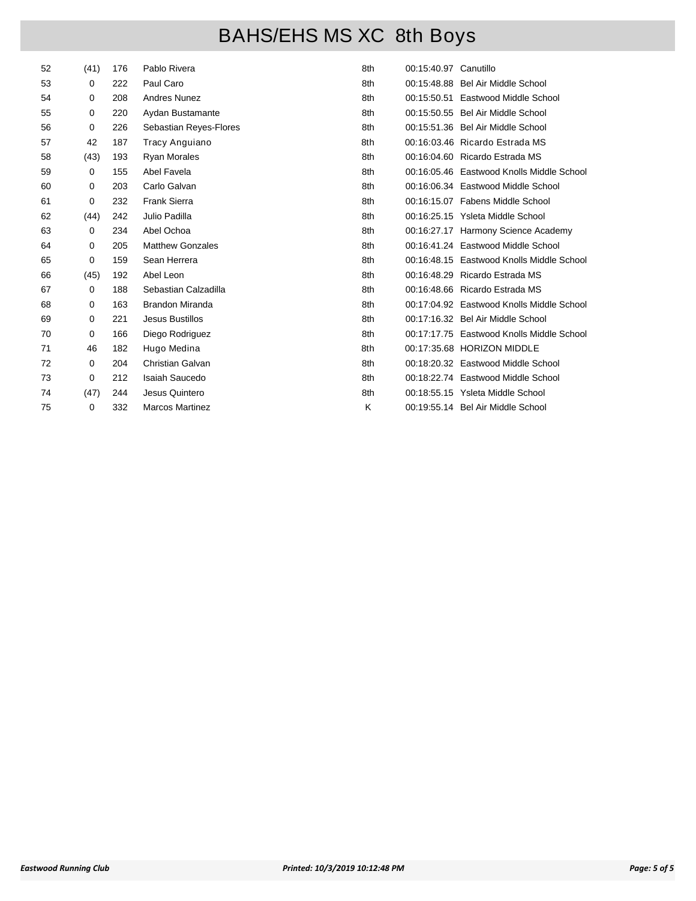# BAHS/EHS MS XC 8th Boys

| | | | | | | |
|---|---|---|---|---|---|---|
| 52 | (41) | 176 | Pablo Rivera | 8th | 00:15:40.97 | Canutillo |
| 53 | 0 | 222 | Paul Caro | 8th | 00:15:48.88 | Bel Air Middle School |
| 54 | 0 | 208 | Andres Nunez | 8th | 00:15:50.51 | Eastwood Middle School |
| 55 | 0 | 220 | Aydan Bustamante | 8th | 00:15:50.55 | Bel Air Middle School |
| 56 | 0 | 226 | Sebastian Reyes-Flores | 8th | 00:15:51.36 | Bel Air Middle School |
| 57 | 42 | 187 | Tracy Anguiano | 8th | 00:16:03.46 | Ricardo Estrada MS |
| 58 | (43) | 193 | Ryan Morales | 8th | 00:16:04.60 | Ricardo Estrada MS |
| 59 | 0 | 155 | Abel Favela | 8th | 00:16:05.46 | Eastwood Knolls Middle School |
| 60 | 0 | 203 | Carlo Galvan | 8th | 00:16:06.34 | Eastwood Middle School |
| 61 | 0 | 232 | Frank Sierra | 8th | 00:16:15.07 | Fabens Middle School |
| 62 | (44) | 242 | Julio Padilla | 8th | 00:16:25.15 | Ysleta Middle School |
| 63 | 0 | 234 | Abel Ochoa | 8th | 00:16:27.17 | Harmony Science Academy |
| 64 | 0 | 205 | Matthew Gonzales | 8th | 00:16:41.24 | Eastwood Middle School |
| 65 | 0 | 159 | Sean Herrera | 8th | 00:16:48.15 | Eastwood Knolls Middle School |
| 66 | (45) | 192 | Abel Leon | 8th | 00:16:48.29 | Ricardo Estrada MS |
| 67 | 0 | 188 | Sebastian Calzadilla | 8th | 00:16:48.66 | Ricardo Estrada MS |
| 68 | 0 | 163 | Brandon Miranda | 8th | 00:17:04.92 | Eastwood Knolls Middle School |
| 69 | 0 | 221 | Jesus Bustillos | 8th | 00:17:16.32 | Bel Air Middle School |
| 70 | 0 | 166 | Diego Rodriguez | 8th | 00:17:17.75 | Eastwood Knolls Middle School |
| 71 | 46 | 182 | Hugo Medina | 8th | 00:17:35.68 | HORIZON MIDDLE |
| 72 | 0 | 204 | Christian Galvan | 8th | 00:18:20.32 | Eastwood Middle School |
| 73 | 0 | 212 | Isaiah Saucedo | 8th | 00:18:22.74 | Eastwood Middle School |
| 74 | (47) | 244 | Jesus Quintero | 8th | 00:18:55.15 | Ysleta Middle School |
| 75 | 0 | 332 | Marcos Martinez | K | 00:19:55.14 | Bel Air Middle School |

***Eastwood Running Club*** ***Printed: 10/3/2019 10:12:48 PM***